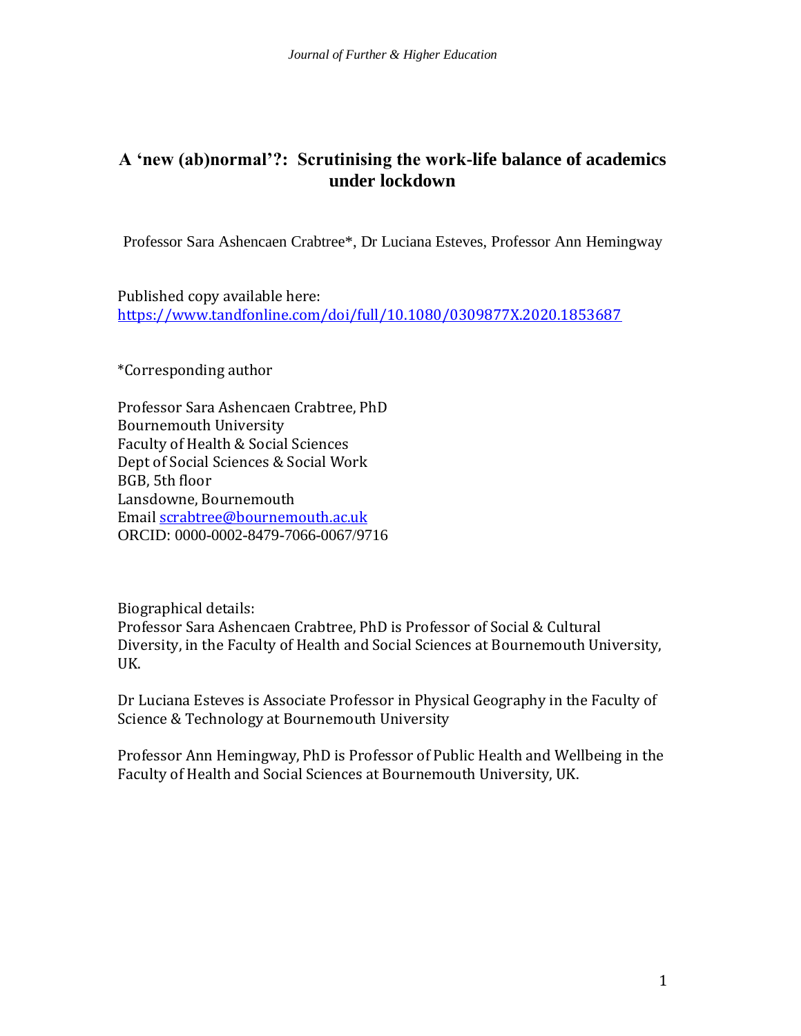# A 'new (ab)normal'?: Scrutinising the work-life balance of academics under lockdown

Professor Sara Ashencaen Crabtree*, Dr Luciana Esteves, Professor Ann Hemingway

Published copy available here:
https://www.tandfonline.com/doi/full/10.1080/0309877X.2020.1853687

*Corresponding author

Professor Sara Ashencaen Crabtree, PhD
Bournemouth University
Faculty of Health & Social Sciences
Dept of Social Sciences & Social Work
BGB, 5th floor
Lansdowne, Bournemouth
Email scrabtree@bournemouth.ac.uk
ORCID: 0000-0002-8479-7066-0067/9716

Biographical details:
Professor Sara Ashencaen Crabtree, PhD is Professor of Social & Cultural Diversity, in the Faculty of Health and Social Sciences at Bournemouth University, UK.

Dr Luciana Esteves is Associate Professor in Physical Geography in the Faculty of Science & Technology at Bournemouth University

Professor Ann Hemingway, PhD is Professor of Public Health and Wellbeing in the Faculty of Health and Social Sciences at Bournemouth University, UK.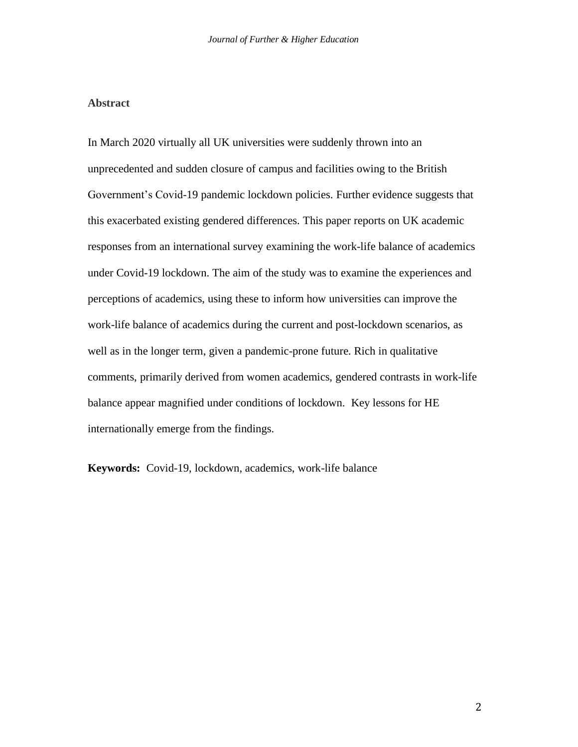## Abstract

In March 2020 virtually all UK universities were suddenly thrown into an unprecedented and sudden closure of campus and facilities owing to the British Government's Covid-19 pandemic lockdown policies. Further evidence suggests that this exacerbated existing gendered differences. This paper reports on UK academic responses from an international survey examining the work-life balance of academics under Covid-19 lockdown. The aim of the study was to examine the experiences and perceptions of academics, using these to inform how universities can improve the work-life balance of academics during the current and post-lockdown scenarios, as well as in the longer term, given a pandemic-prone future. Rich in qualitative comments, primarily derived from women academics, gendered contrasts in work-life balance appear magnified under conditions of lockdown. Key lessons for HE internationally emerge from the findings.

**Keywords:** Covid-19, lockdown, academics, work-life balance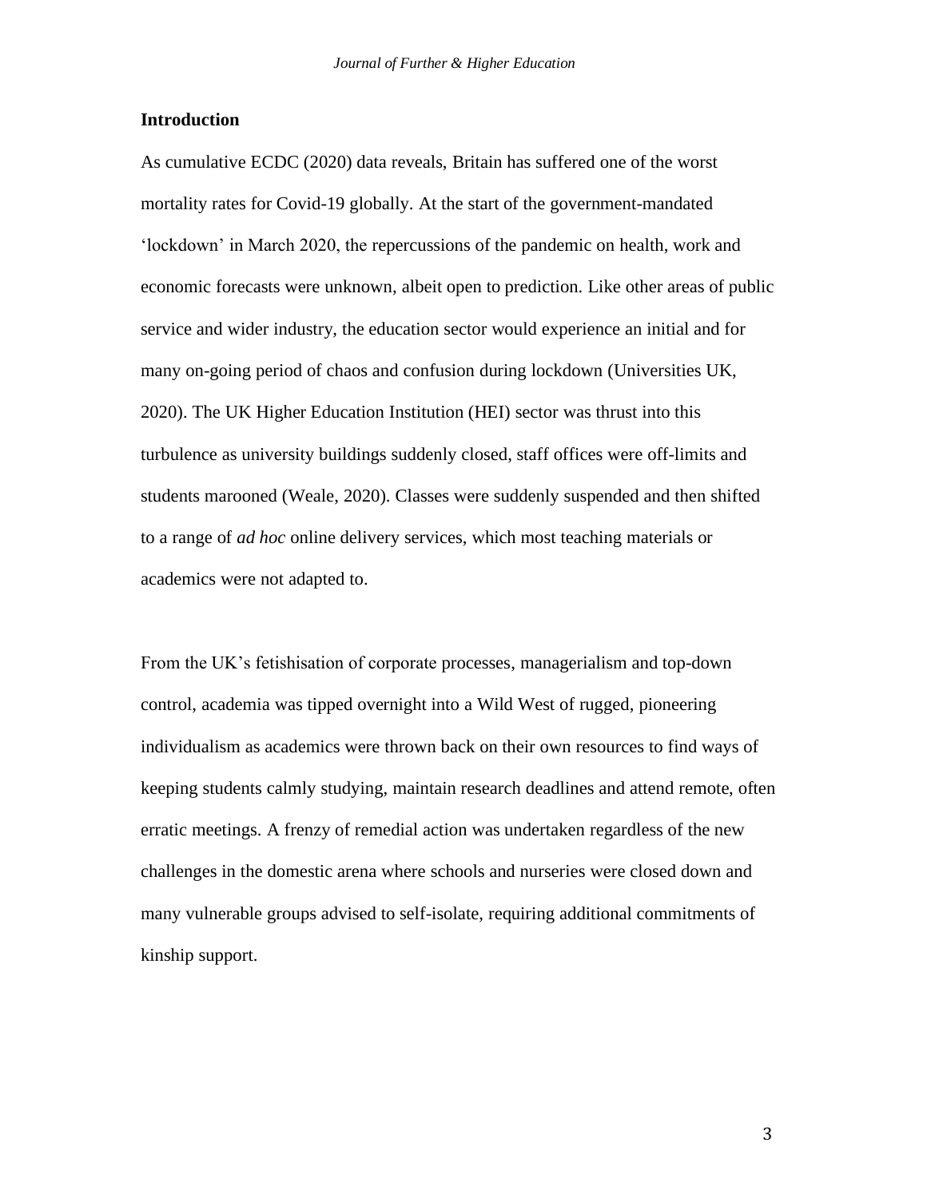## Introduction

As cumulative ECDC (2020) data reveals, Britain has suffered one of the worst mortality rates for Covid-19 globally. At the start of the government-mandated 'lockdown' in March 2020, the repercussions of the pandemic on health, work and economic forecasts were unknown, albeit open to prediction. Like other areas of public service and wider industry, the education sector would experience an initial and for many on-going period of chaos and confusion during lockdown (Universities UK, 2020). The UK Higher Education Institution (HEI) sector was thrust into this turbulence as university buildings suddenly closed, staff offices were off-limits and students marooned (Weale, 2020). Classes were suddenly suspended and then shifted to a range of *ad hoc* online delivery services, which most teaching materials or academics were not adapted to.

From the UK's fetishisation of corporate processes, managerialism and top-down control, academia was tipped overnight into a Wild West of rugged, pioneering individualism as academics were thrown back on their own resources to find ways of keeping students calmly studying, maintain research deadlines and attend remote, often erratic meetings. A frenzy of remedial action was undertaken regardless of the new challenges in the domestic arena where schools and nurseries were closed down and many vulnerable groups advised to self-isolate, requiring additional commitments of kinship support.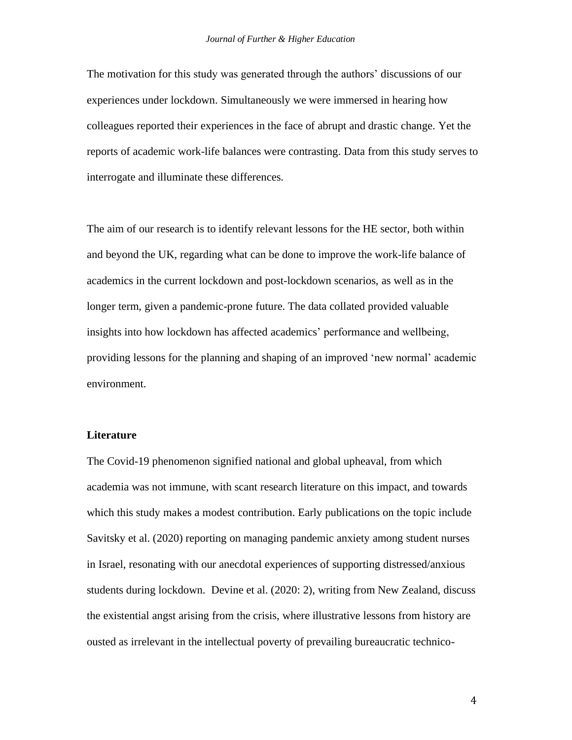The motivation for this study was generated through the authors' discussions of our experiences under lockdown. Simultaneously we were immersed in hearing how colleagues reported their experiences in the face of abrupt and drastic change. Yet the reports of academic work-life balances were contrasting. Data from this study serves to interrogate and illuminate these differences.

The aim of our research is to identify relevant lessons for the HE sector, both within and beyond the UK, regarding what can be done to improve the work-life balance of academics in the current lockdown and post-lockdown scenarios, as well as in the longer term, given a pandemic-prone future. The data collated provided valuable insights into how lockdown has affected academics' performance and wellbeing, providing lessons for the planning and shaping of an improved 'new normal' academic environment.

## Literature

The Covid-19 phenomenon signified national and global upheaval, from which academia was not immune, with scant research literature on this impact, and towards which this study makes a modest contribution. Early publications on the topic include Savitsky et al. (2020) reporting on managing pandemic anxiety among student nurses in Israel, resonating with our anecdotal experiences of supporting distressed/anxious students during lockdown. Devine et al. (2020: 2), writing from New Zealand, discuss the existential angst arising from the crisis, where illustrative lessons from history are ousted as irrelevant in the intellectual poverty of prevailing bureaucratic technico-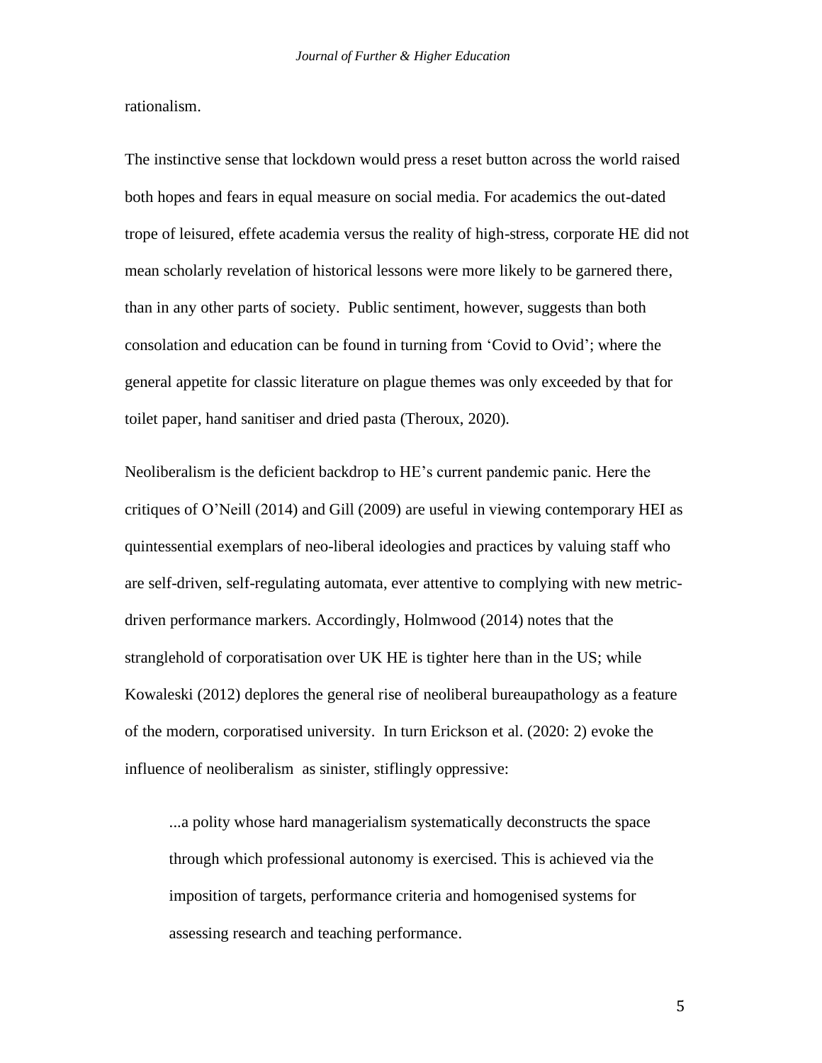rationalism.

The instinctive sense that lockdown would press a reset button across the world raised both hopes and fears in equal measure on social media. For academics the out-dated trope of leisured, effete academia versus the reality of high-stress, corporate HE did not mean scholarly revelation of historical lessons were more likely to be garnered there, than in any other parts of society. Public sentiment, however, suggests than both consolation and education can be found in turning from 'Covid to Ovid'; where the general appetite for classic literature on plague themes was only exceeded by that for toilet paper, hand sanitiser and dried pasta (Theroux, 2020).

Neoliberalism is the deficient backdrop to HE's current pandemic panic. Here the critiques of O'Neill (2014) and Gill (2009) are useful in viewing contemporary HEI as quintessential exemplars of neo-liberal ideologies and practices by valuing staff who are self-driven, self-regulating automata, ever attentive to complying with new metric-driven performance markers. Accordingly, Holmwood (2014) notes that the stranglehold of corporatisation over UK HE is tighter here than in the US; while Kowaleski (2012) deplores the general rise of neoliberal bureaupathology as a feature of the modern, corporatised university. In turn Erickson et al. (2020: 2) evoke the influence of neoliberalism as sinister, stiflingly oppressive:

> ...a polity whose hard managerialism systematically deconstructs the space through which professional autonomy is exercised. This is achieved via the imposition of targets, performance criteria and homogenised systems for assessing research and teaching performance.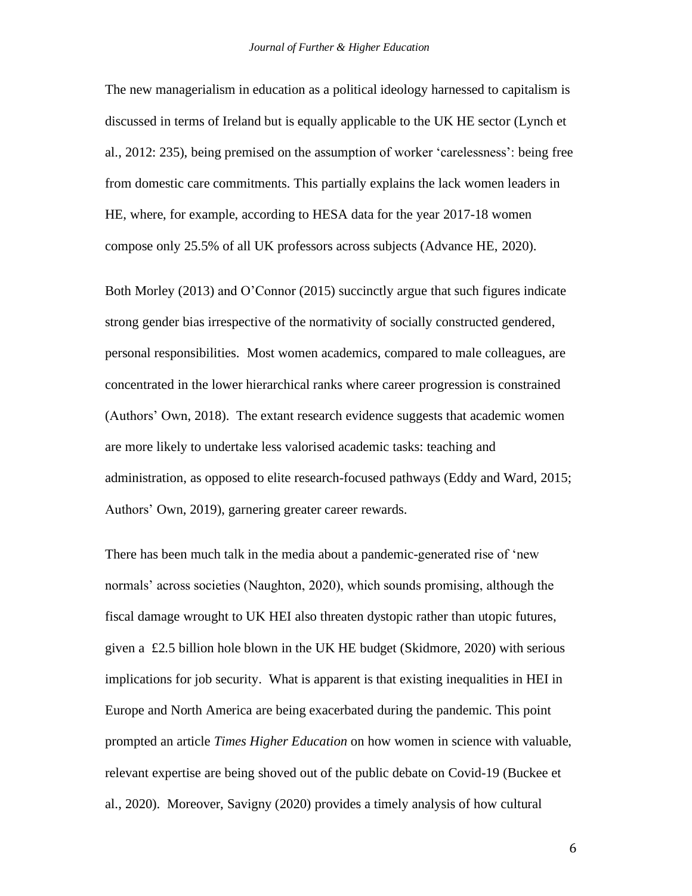The new managerialism in education as a political ideology harnessed to capitalism is discussed in terms of Ireland but is equally applicable to the UK HE sector (Lynch et al., 2012: 235), being premised on the assumption of worker 'carelessness': being free from domestic care commitments. This partially explains the lack women leaders in HE, where, for example, according to HESA data for the year 2017-18 women compose only 25.5% of all UK professors across subjects (Advance HE, 2020).

Both Morley (2013) and O'Connor (2015) succinctly argue that such figures indicate strong gender bias irrespective of the normativity of socially constructed gendered, personal responsibilities. Most women academics, compared to male colleagues, are concentrated in the lower hierarchical ranks where career progression is constrained (Authors' Own, 2018). The extant research evidence suggests that academic women are more likely to undertake less valorised academic tasks: teaching and administration, as opposed to elite research-focused pathways (Eddy and Ward, 2015; Authors' Own, 2019), garnering greater career rewards.

There has been much talk in the media about a pandemic-generated rise of 'new normals' across societies (Naughton, 2020), which sounds promising, although the fiscal damage wrought to UK HEI also threaten dystopic rather than utopic futures, given a £2.5 billion hole blown in the UK HE budget (Skidmore, 2020) with serious implications for job security. What is apparent is that existing inequalities in HEI in Europe and North America are being exacerbated during the pandemic. This point prompted an article *Times Higher Education* on how women in science with valuable, relevant expertise are being shoved out of the public debate on Covid-19 (Buckee et al., 2020). Moreover, Savigny (2020) provides a timely analysis of how cultural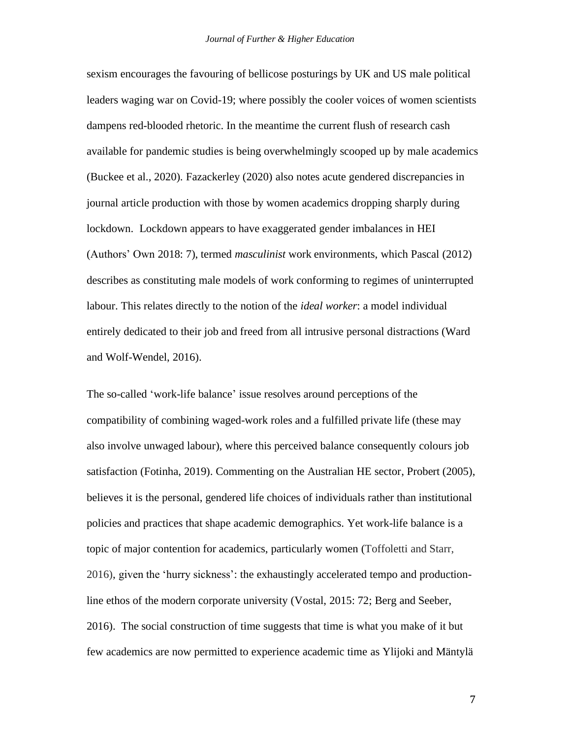sexism encourages the favouring of bellicose posturings by UK and US male political leaders waging war on Covid-19; where possibly the cooler voices of women scientists dampens red-blooded rhetoric. In the meantime the current flush of research cash available for pandemic studies is being overwhelmingly scooped up by male academics (Buckee et al., 2020). Fazackerley (2020) also notes acute gendered discrepancies in journal article production with those by women academics dropping sharply during lockdown. Lockdown appears to have exaggerated gender imbalances in HEI (Authors' Own 2018: 7), termed *masculinist* work environments, which Pascal (2012) describes as constituting male models of work conforming to regimes of uninterrupted labour. This relates directly to the notion of the *ideal worker*: a model individual entirely dedicated to their job and freed from all intrusive personal distractions (Ward and Wolf-Wendel, 2016).

The so-called 'work-life balance' issue resolves around perceptions of the compatibility of combining waged-work roles and a fulfilled private life (these may also involve unwaged labour), where this perceived balance consequently colours job satisfaction (Fotinha, 2019). Commenting on the Australian HE sector, Probert (2005), believes it is the personal, gendered life choices of individuals rather than institutional policies and practices that shape academic demographics. Yet work-life balance is a topic of major contention for academics, particularly women (Toffoletti and Starr, 2016), given the 'hurry sickness': the exhaustingly accelerated tempo and production-line ethos of the modern corporate university (Vostal, 2015: 72; Berg and Seeber, 2016). The social construction of time suggests that time is what you make of it but few academics are now permitted to experience academic time as Ylijoki and Mäntylä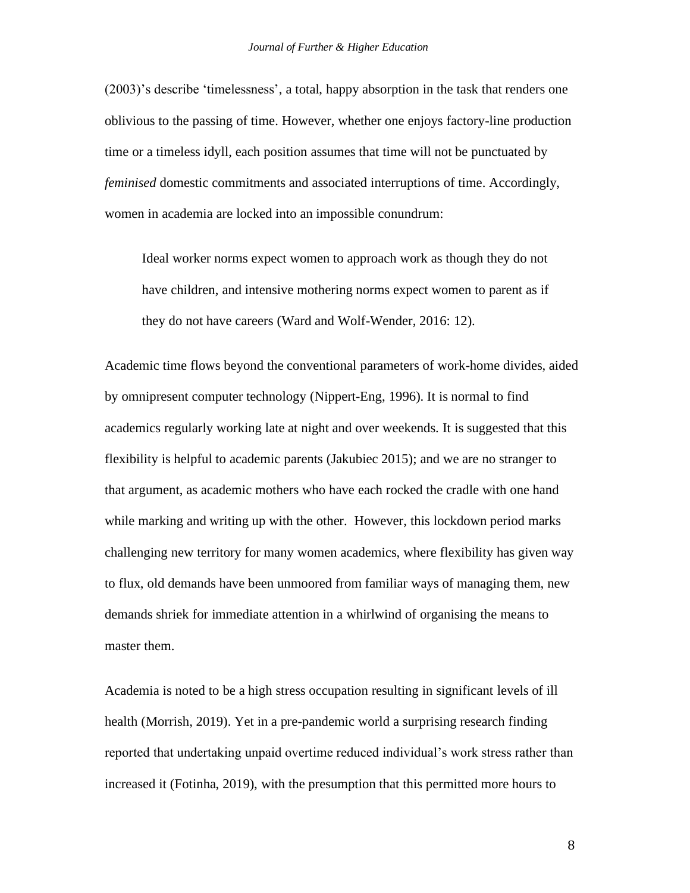(2003)'s describe 'timelessness', a total, happy absorption in the task that renders one oblivious to the passing of time. However, whether one enjoys factory-line production time or a timeless idyll, each position assumes that time will not be punctuated by *feminised* domestic commitments and associated interruptions of time. Accordingly, women in academia are locked into an impossible conundrum:

> Ideal worker norms expect women to approach work as though they do not have children, and intensive mothering norms expect women to parent as if they do not have careers (Ward and Wolf-Wender, 2016: 12).

Academic time flows beyond the conventional parameters of work-home divides, aided by omnipresent computer technology (Nippert-Eng, 1996). It is normal to find academics regularly working late at night and over weekends. It is suggested that this flexibility is helpful to academic parents (Jakubiec 2015); and we are no stranger to that argument, as academic mothers who have each rocked the cradle with one hand while marking and writing up with the other. However, this lockdown period marks challenging new territory for many women academics, where flexibility has given way to flux, old demands have been unmoored from familiar ways of managing them, new demands shriek for immediate attention in a whirlwind of organising the means to master them.

Academia is noted to be a high stress occupation resulting in significant levels of ill health (Morrish, 2019). Yet in a pre-pandemic world a surprising research finding reported that undertaking unpaid overtime reduced individual's work stress rather than increased it (Fotinha, 2019), with the presumption that this permitted more hours to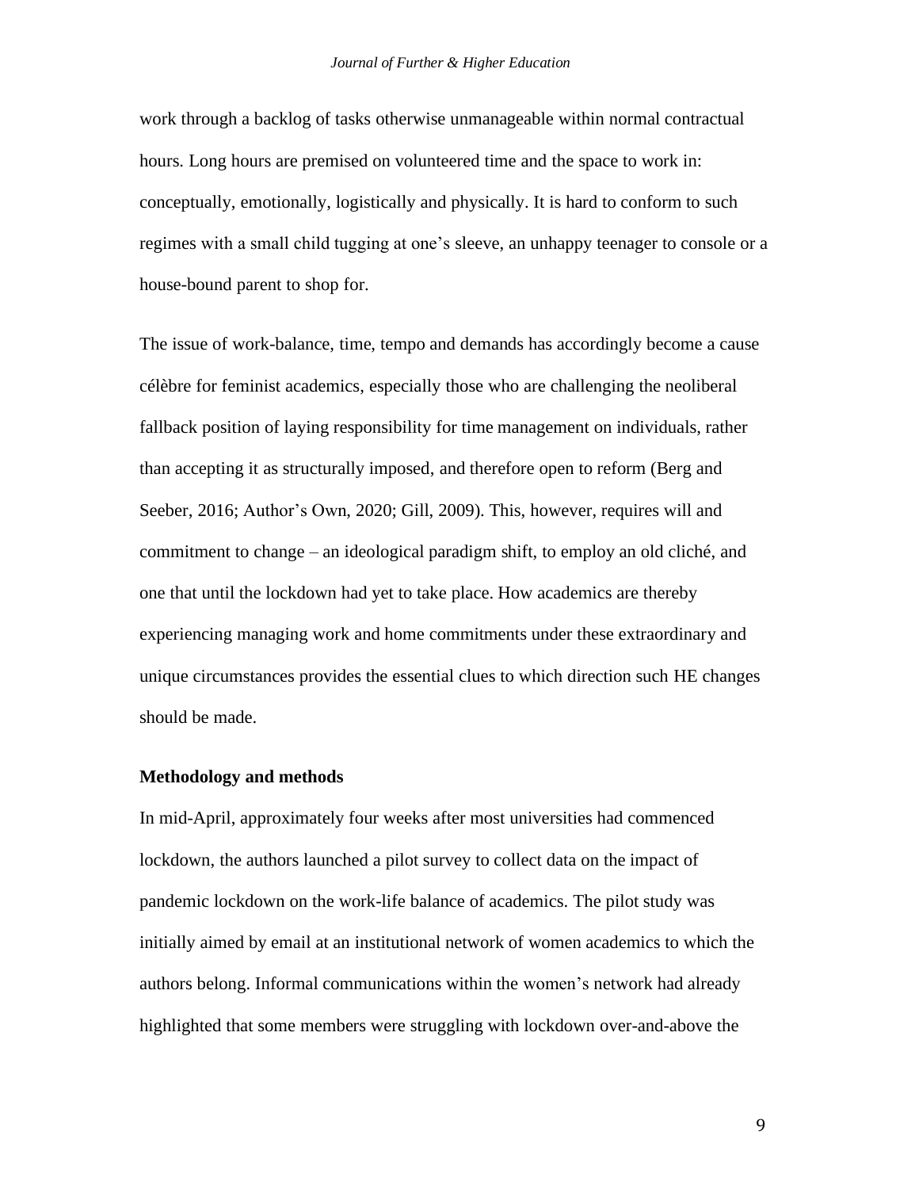work through a backlog of tasks otherwise unmanageable within normal contractual hours. Long hours are premised on volunteered time and the space to work in: conceptually, emotionally, logistically and physically. It is hard to conform to such regimes with a small child tugging at one's sleeve, an unhappy teenager to console or a house-bound parent to shop for.

The issue of work-balance, time, tempo and demands has accordingly become a cause célèbre for feminist academics, especially those who are challenging the neoliberal fallback position of laying responsibility for time management on individuals, rather than accepting it as structurally imposed, and therefore open to reform (Berg and Seeber, 2016; Author's Own, 2020; Gill, 2009). This, however, requires will and commitment to change – an ideological paradigm shift, to employ an old cliché, and one that until the lockdown had yet to take place. How academics are thereby experiencing managing work and home commitments under these extraordinary and unique circumstances provides the essential clues to which direction such HE changes should be made.

## Methodology and methods

In mid-April, approximately four weeks after most universities had commenced lockdown, the authors launched a pilot survey to collect data on the impact of pandemic lockdown on the work-life balance of academics. The pilot study was initially aimed by email at an institutional network of women academics to which the authors belong. Informal communications within the women's network had already highlighted that some members were struggling with lockdown over-and-above the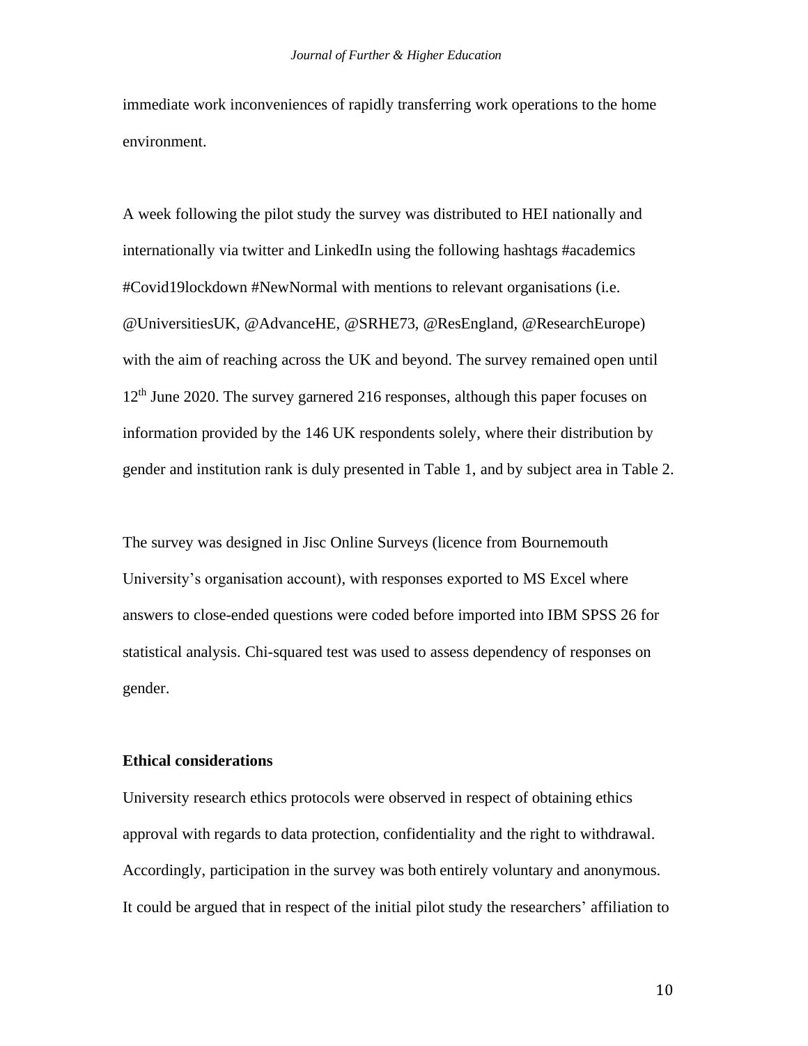immediate work inconveniences of rapidly transferring work operations to the home environment.

A week following the pilot study the survey was distributed to HEI nationally and internationally via twitter and LinkedIn using the following hashtags #academics #Covid19lockdown #NewNormal with mentions to relevant organisations (i.e. @UniversitiesUK, @AdvanceHE, @SRHE73, @ResEngland, @ResearchEurope) with the aim of reaching across the UK and beyond. The survey remained open until 12th June 2020. The survey garnered 216 responses, although this paper focuses on information provided by the 146 UK respondents solely, where their distribution by gender and institution rank is duly presented in Table 1, and by subject area in Table 2.

The survey was designed in Jisc Online Surveys (licence from Bournemouth University's organisation account), with responses exported to MS Excel where answers to close-ended questions were coded before imported into IBM SPSS 26 for statistical analysis. Chi-squared test was used to assess dependency of responses on gender.

**Ethical considerations**

University research ethics protocols were observed in respect of obtaining ethics approval with regards to data protection, confidentiality and the right to withdrawal. Accordingly, participation in the survey was both entirely voluntary and anonymous. It could be argued that in respect of the initial pilot study the researchers' affiliation to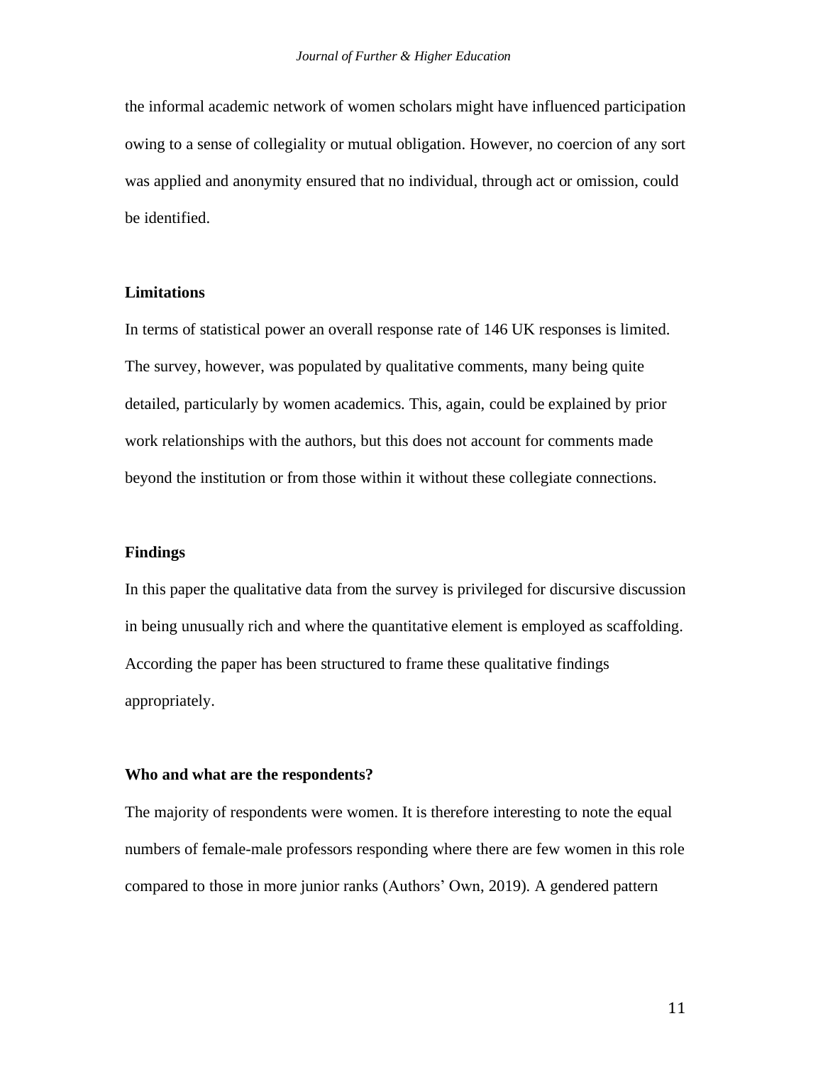the informal academic network of women scholars might have influenced participation owing to a sense of collegiality or mutual obligation. However, no coercion of any sort was applied and anonymity ensured that no individual, through act or omission, could be identified.

### Limitations

In terms of statistical power an overall response rate of 146 UK responses is limited. The survey, however, was populated by qualitative comments, many being quite detailed, particularly by women academics. This, again, could be explained by prior work relationships with the authors, but this does not account for comments made beyond the institution or from those within it without these collegiate connections.

### Findings

In this paper the qualitative data from the survey is privileged for discursive discussion in being unusually rich and where the quantitative element is employed as scaffolding. According the paper has been structured to frame these qualitative findings appropriately.

### Who and what are the respondents?

The majority of respondents were women. It is therefore interesting to note the equal numbers of female-male professors responding where there are few women in this role compared to those in more junior ranks (Authors' Own, 2019). A gendered pattern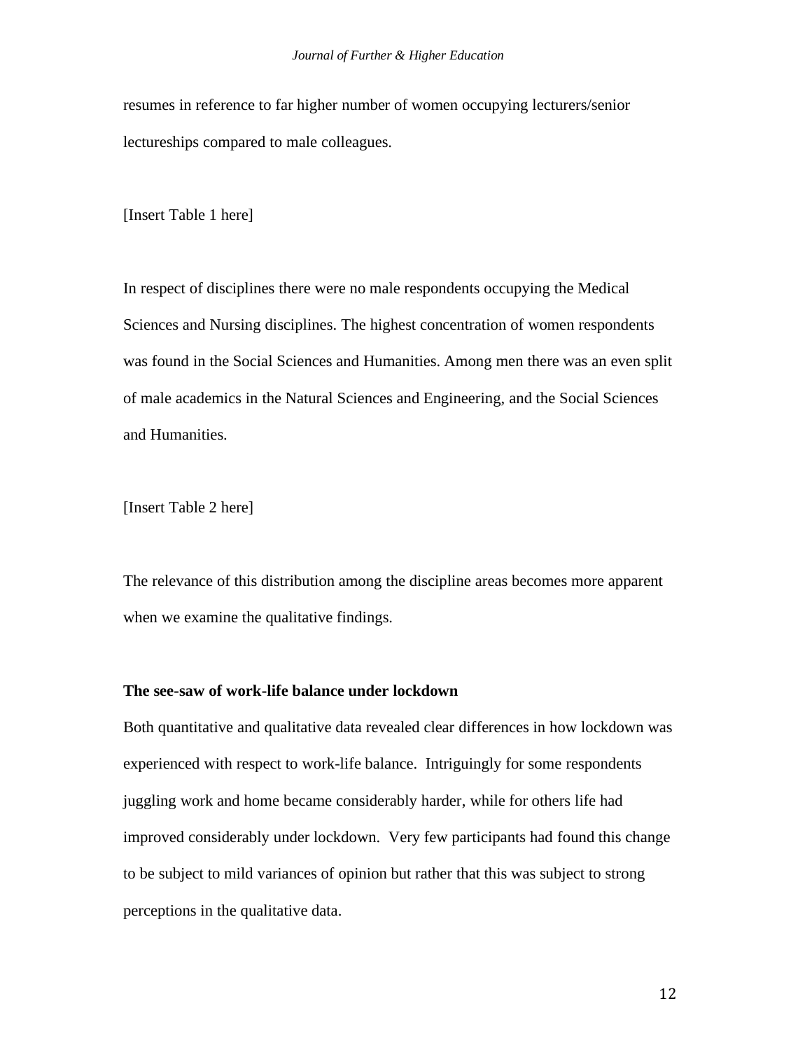resumes in reference to far higher number of women occupying lecturers/senior lectureships compared to male colleagues.

[Insert Table 1 here]

In respect of disciplines there were no male respondents occupying the Medical Sciences and Nursing disciplines. The highest concentration of women respondents was found in the Social Sciences and Humanities. Among men there was an even split of male academics in the Natural Sciences and Engineering, and the Social Sciences and Humanities.

[Insert Table 2 here]

The relevance of this distribution among the discipline areas becomes more apparent when we examine the qualitative findings.

**The see-saw of work-life balance under lockdown**

Both quantitative and qualitative data revealed clear differences in how lockdown was experienced with respect to work-life balance. Intriguingly for some respondents juggling work and home became considerably harder, while for others life had improved considerably under lockdown. Very few participants had found this change to be subject to mild variances of opinion but rather that this was subject to strong perceptions in the qualitative data.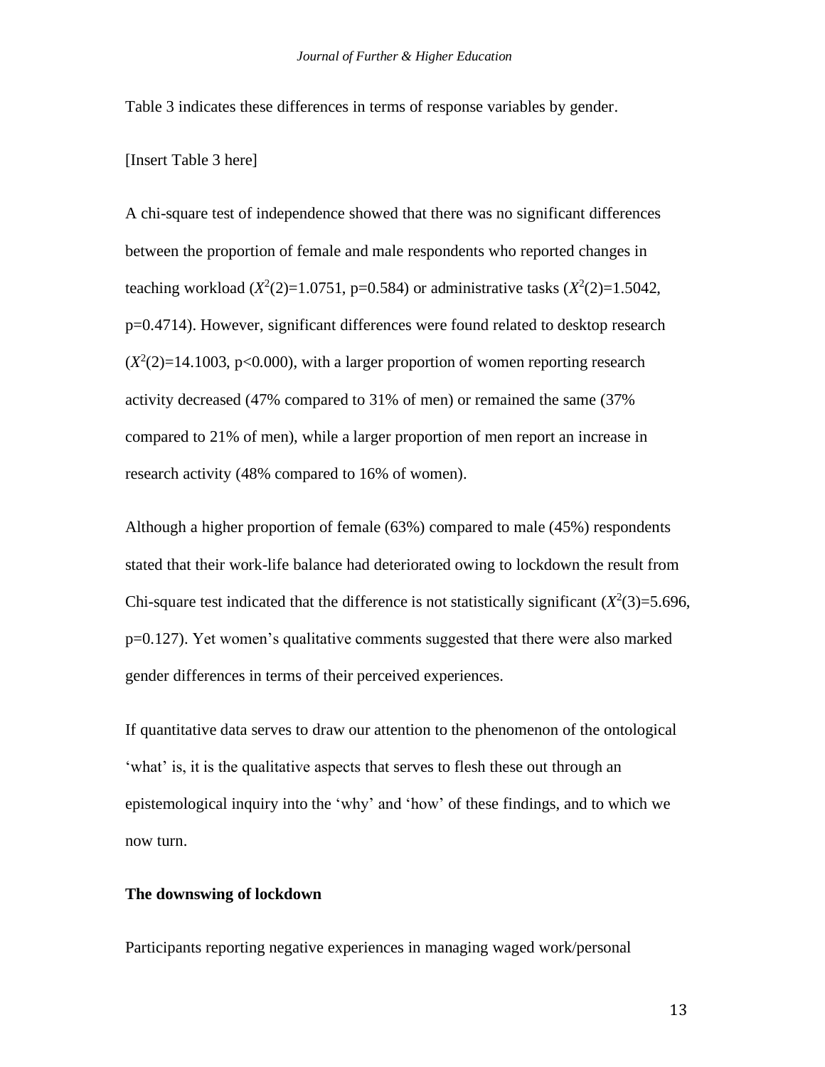Table 3 indicates these differences in terms of response variables by gender.

[Insert Table 3 here]

A chi-square test of independence showed that there was no significant differences between the proportion of female and male respondents who reported changes in teaching workload ($X^2(2)$=1.0751, p=0.584) or administrative tasks ($X^2(2)$=1.5042, p=0.4714). However, significant differences were found related to desktop research ($X^2(2)$=14.1003, p<0.000), with a larger proportion of women reporting research activity decreased (47% compared to 31% of men) or remained the same (37% compared to 21% of men), while a larger proportion of men report an increase in research activity (48% compared to 16% of women).

Although a higher proportion of female (63%) compared to male (45%) respondents stated that their work-life balance had deteriorated owing to lockdown the result from Chi-square test indicated that the difference is not statistically significant ($X^2(3)$=5.696, p=0.127). Yet women's qualitative comments suggested that there were also marked gender differences in terms of their perceived experiences.

If quantitative data serves to draw our attention to the phenomenon of the ontological 'what' is, it is the qualitative aspects that serves to flesh these out through an epistemological inquiry into the 'why' and 'how' of these findings, and to which we now turn.

**The downswing of lockdown**

Participants reporting negative experiences in managing waged work/personal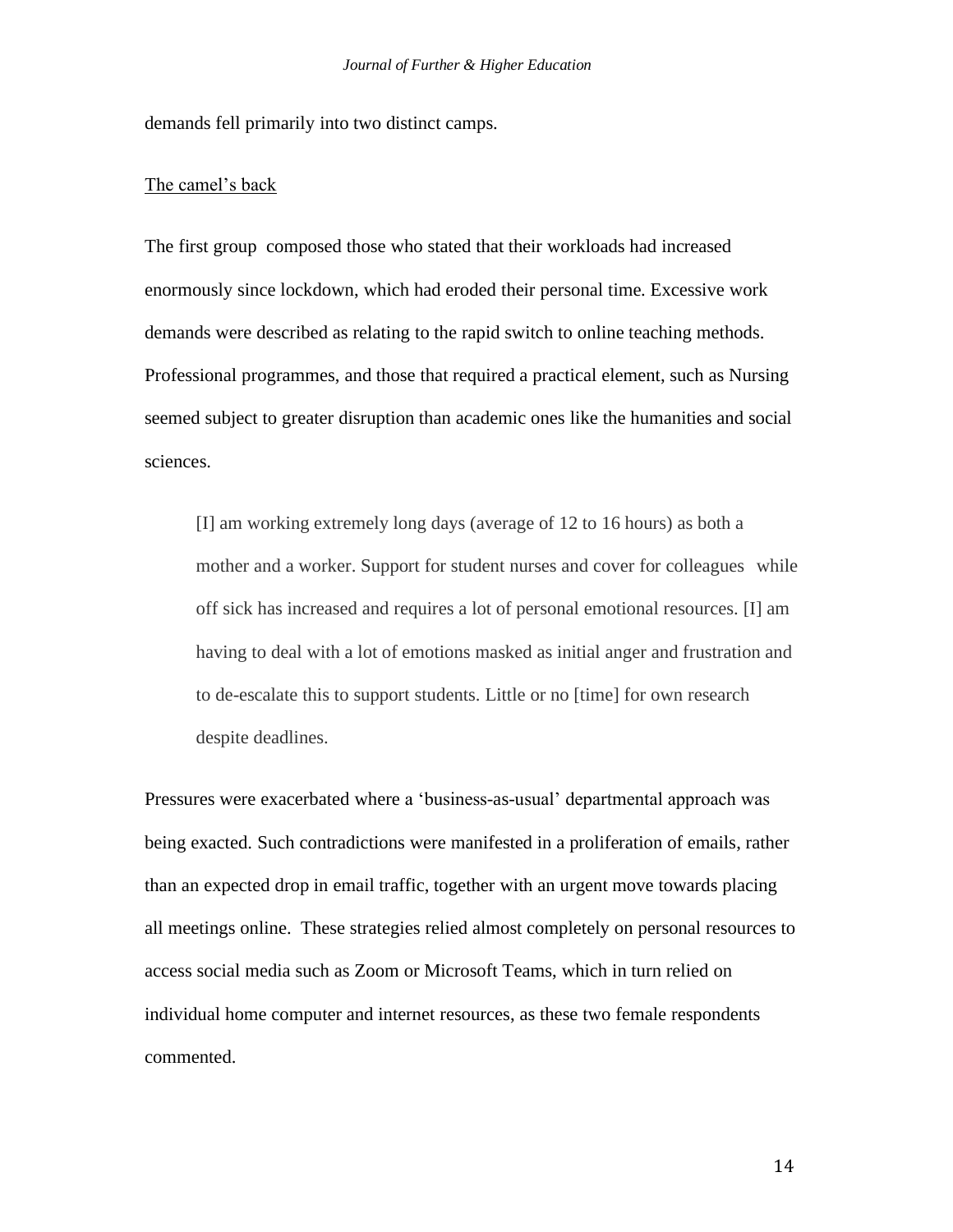demands fell primarily into two distinct camps.

The camel's back

The first group composed those who stated that their workloads had increased enormously since lockdown, which had eroded their personal time. Excessive work demands were described as relating to the rapid switch to online teaching methods. Professional programmes, and those that required a practical element, such as Nursing seemed subject to greater disruption than academic ones like the humanities and social sciences.

> [I] am working extremely long days (average of 12 to 16 hours) as both a mother and a worker. Support for student nurses and cover for colleagues while off sick has increased and requires a lot of personal emotional resources. [I] am having to deal with a lot of emotions masked as initial anger and frustration and to de-escalate this to support students. Little or no [time] for own research despite deadlines.

Pressures were exacerbated where a 'business-as-usual' departmental approach was being exacted. Such contradictions were manifested in a proliferation of emails, rather than an expected drop in email traffic, together with an urgent move towards placing all meetings online. These strategies relied almost completely on personal resources to access social media such as Zoom or Microsoft Teams, which in turn relied on individual home computer and internet resources, as these two female respondents commented.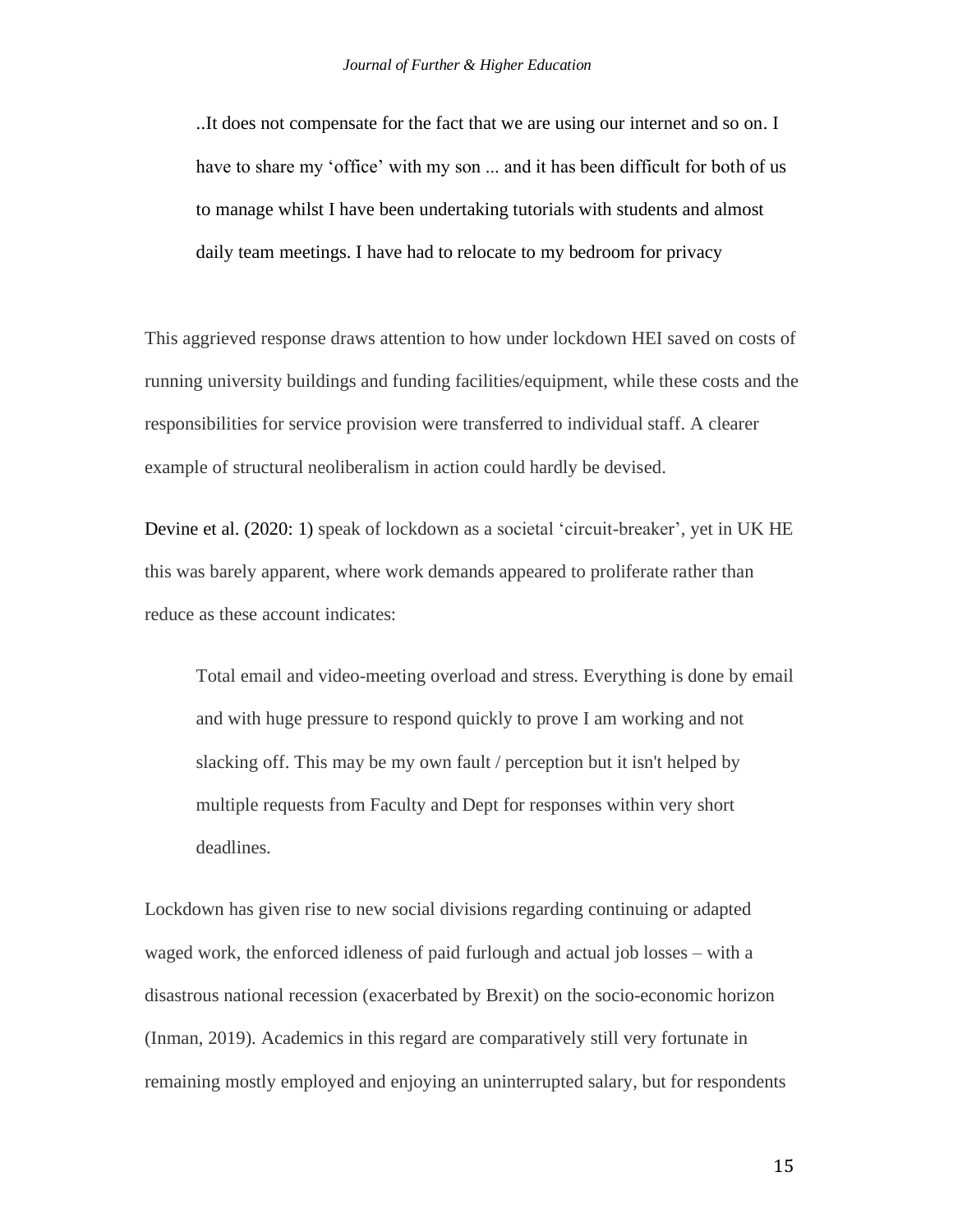> ..It does not compensate for the fact that we are using our internet and so on. I have to share my 'office' with my son ... and it has been difficult for both of us to manage whilst I have been undertaking tutorials with students and almost daily team meetings. I have had to relocate to my bedroom for privacy

This aggrieved response draws attention to how under lockdown HEI saved on costs of running university buildings and funding facilities/equipment, while these costs and the responsibilities for service provision were transferred to individual staff. A clearer example of structural neoliberalism in action could hardly be devised.

Devine et al. (2020: 1) speak of lockdown as a societal 'circuit-breaker', yet in UK HE this was barely apparent, where work demands appeared to proliferate rather than reduce as these account indicates:

> Total email and video-meeting overload and stress. Everything is done by email and with huge pressure to respond quickly to prove I am working and not slacking off. This may be my own fault / perception but it isn't helped by multiple requests from Faculty and Dept for responses within very short deadlines.

Lockdown has given rise to new social divisions regarding continuing or adapted waged work, the enforced idleness of paid furlough and actual job losses – with a disastrous national recession (exacerbated by Brexit) on the socio-economic horizon (Inman, 2019). Academics in this regard are comparatively still very fortunate in remaining mostly employed and enjoying an uninterrupted salary, but for respondents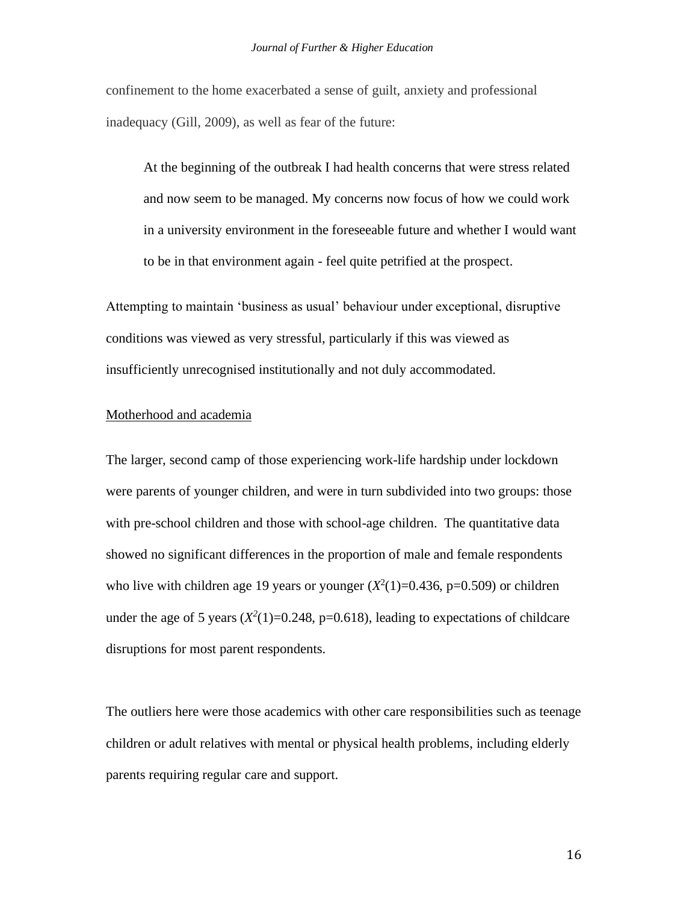confinement to the home exacerbated a sense of guilt, anxiety and professional inadequacy (Gill, 2009), as well as fear of the future:

> At the beginning of the outbreak I had health concerns that were stress related and now seem to be managed. My concerns now focus of how we could work in a university environment in the foreseeable future and whether I would want to be in that environment again - feel quite petrified at the prospect.

Attempting to maintain 'business as usual' behaviour under exceptional, disruptive conditions was viewed as very stressful, particularly if this was viewed as insufficiently unrecognised institutionally and not duly accommodated.

Motherhood and academia

The larger, second camp of those experiencing work-life hardship under lockdown were parents of younger children, and were in turn subdivided into two groups: those with pre-school children and those with school-age children. The quantitative data showed no significant differences in the proportion of male and female respondents who live with children age 19 years or younger ($X^2(1)=0.436$, $p=0.509$) or children under the age of 5 years ($X^2(1)=0.248$, $p=0.618$), leading to expectations of childcare disruptions for most parent respondents.

The outliers here were those academics with other care responsibilities such as teenage children or adult relatives with mental or physical health problems, including elderly parents requiring regular care and support.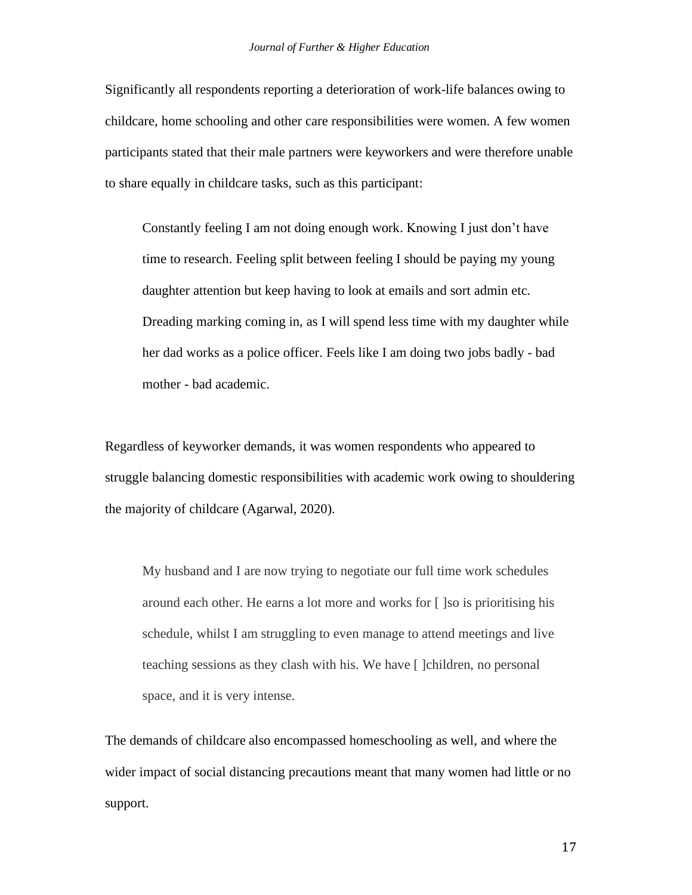Significantly all respondents reporting a deterioration of work-life balances owing to childcare, home schooling and other care responsibilities were women. A few women participants stated that their male partners were keyworkers and were therefore unable to share equally in childcare tasks, such as this participant:

> Constantly feeling I am not doing enough work. Knowing I just don't have time to research. Feeling split between feeling I should be paying my young daughter attention but keep having to look at emails and sort admin etc. Dreading marking coming in, as I will spend less time with my daughter while her dad works as a police officer. Feels like I am doing two jobs badly - bad mother - bad academic.

Regardless of keyworker demands, it was women respondents who appeared to struggle balancing domestic responsibilities with academic work owing to shouldering the majority of childcare (Agarwal, 2020).

> My husband and I are now trying to negotiate our full time work schedules around each other. He earns a lot more and works for [ ]so is prioritising his schedule, whilst I am struggling to even manage to attend meetings and live teaching sessions as they clash with his. We have [ ]children, no personal space, and it is very intense.

The demands of childcare also encompassed homeschooling as well, and where the wider impact of social distancing precautions meant that many women had little or no support.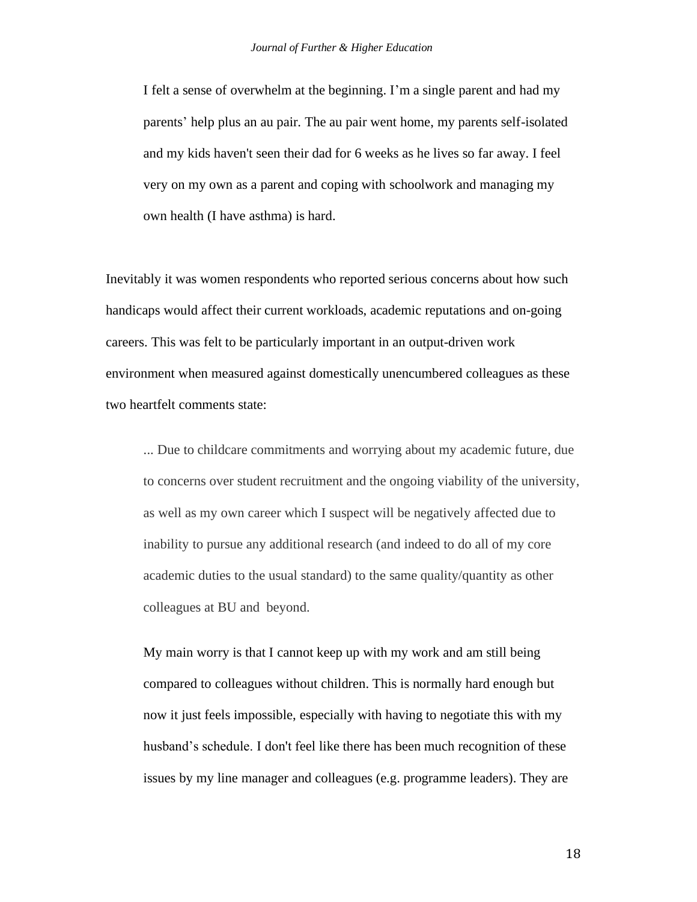> I felt a sense of overwhelm at the beginning. I'm a single parent and had my parents' help plus an au pair. The au pair went home, my parents self-isolated and my kids haven't seen their dad for 6 weeks as he lives so far away. I feel very on my own as a parent and coping with schoolwork and managing my own health (I have asthma) is hard.

Inevitably it was women respondents who reported serious concerns about how such handicaps would affect their current workloads, academic reputations and on-going careers. This was felt to be particularly important in an output-driven work environment when measured against domestically unencumbered colleagues as these two heartfelt comments state:

> ... Due to childcare commitments and worrying about my academic future, due to concerns over student recruitment and the ongoing viability of the university, as well as my own career which I suspect will be negatively affected due to inability to pursue any additional research (and indeed to do all of my core academic duties to the usual standard) to the same quality/quantity as other colleagues at BU and beyond.

> My main worry is that I cannot keep up with my work and am still being compared to colleagues without children. This is normally hard enough but now it just feels impossible, especially with having to negotiate this with my husband's schedule. I don't feel like there has been much recognition of these issues by my line manager and colleagues (e.g. programme leaders). They are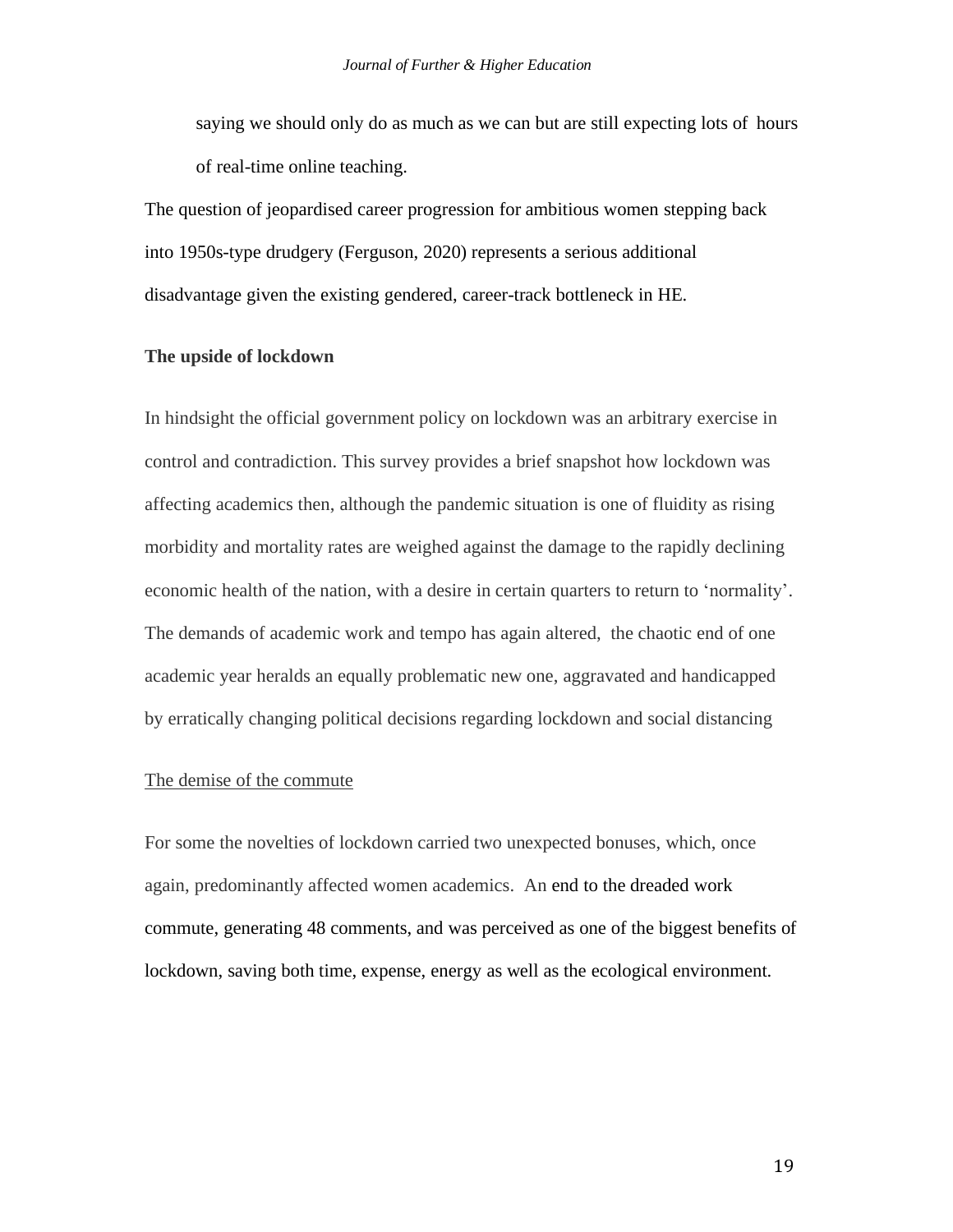> saying we should only do as much as we can but are still expecting lots of hours of real-time online teaching.

The question of jeopardised career progression for ambitious women stepping back into 1950s-type drudgery (Ferguson, 2020) represents a serious additional disadvantage given the existing gendered, career-track bottleneck in HE.

## The upside of lockdown

In hindsight the official government policy on lockdown was an arbitrary exercise in control and contradiction. This survey provides a brief snapshot how lockdown was affecting academics then, although the pandemic situation is one of fluidity as rising morbidity and mortality rates are weighed against the damage to the rapidly declining economic health of the nation, with a desire in certain quarters to return to 'normality'. The demands of academic work and tempo has again altered, the chaotic end of one academic year heralds an equally problematic new one, aggravated and handicapped by erratically changing political decisions regarding lockdown and social distancing

### The demise of the commute

For some the novelties of lockdown carried two unexpected bonuses, which, once again, predominantly affected women academics. An end to the dreaded work commute, generating 48 comments, and was perceived as one of the biggest benefits of lockdown, saving both time, expense, energy as well as the ecological environment.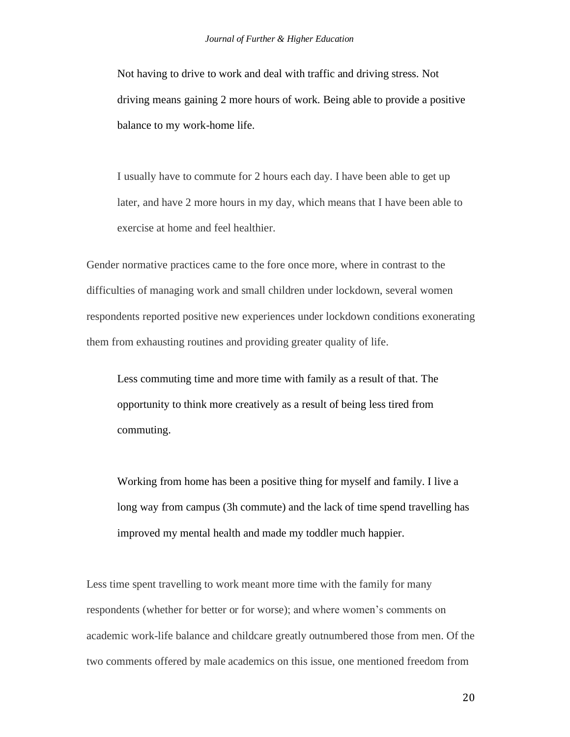> Not having to drive to work and deal with traffic and driving stress. Not driving means gaining 2 more hours of work. Being able to provide a positive balance to my work-home life.

> I usually have to commute for 2 hours each day. I have been able to get up later, and have 2 more hours in my day, which means that I have been able to exercise at home and feel healthier.

Gender normative practices came to the fore once more, where in contrast to the difficulties of managing work and small children under lockdown, several women respondents reported positive new experiences under lockdown conditions exonerating them from exhausting routines and providing greater quality of life.

> Less commuting time and more time with family as a result of that. The opportunity to think more creatively as a result of being less tired from commuting.

> Working from home has been a positive thing for myself and family. I live a long way from campus (3h commute) and the lack of time spend travelling has improved my mental health and made my toddler much happier.

Less time spent travelling to work meant more time with the family for many respondents (whether for better or for worse); and where women's comments on academic work-life balance and childcare greatly outnumbered those from men. Of the two comments offered by male academics on this issue, one mentioned freedom from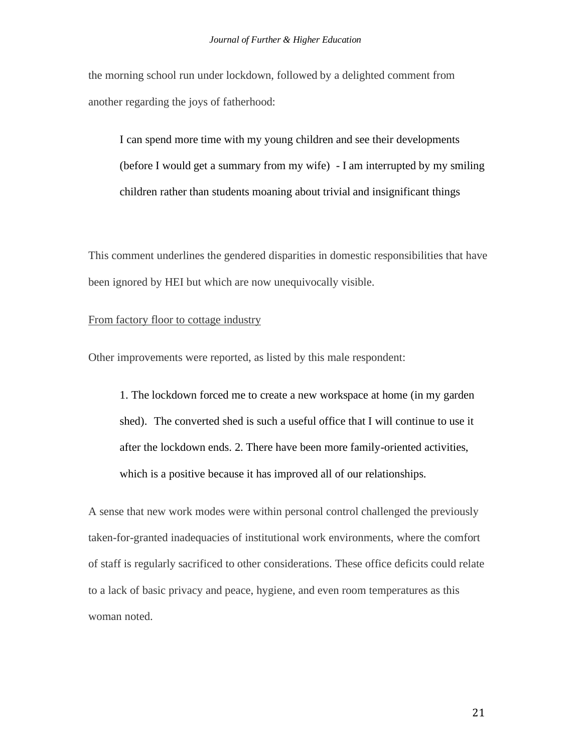the morning school run under lockdown, followed by a delighted comment from another regarding the joys of fatherhood:

> I can spend more time with my young children and see their developments (before I would get a summary from my wife) - I am interrupted by my smiling children rather than students moaning about trivial and insignificant things

This comment underlines the gendered disparities in domestic responsibilities that have been ignored by HEI but which are now unequivocally visible.

From factory floor to cottage industry

Other improvements were reported, as listed by this male respondent:

> 1. The lockdown forced me to create a new workspace at home (in my garden shed). The converted shed is such a useful office that I will continue to use it after the lockdown ends. 2. There have been more family-oriented activities, which is a positive because it has improved all of our relationships.

A sense that new work modes were within personal control challenged the previously taken-for-granted inadequacies of institutional work environments, where the comfort of staff is regularly sacrificed to other considerations. These office deficits could relate to a lack of basic privacy and peace, hygiene, and even room temperatures as this woman noted.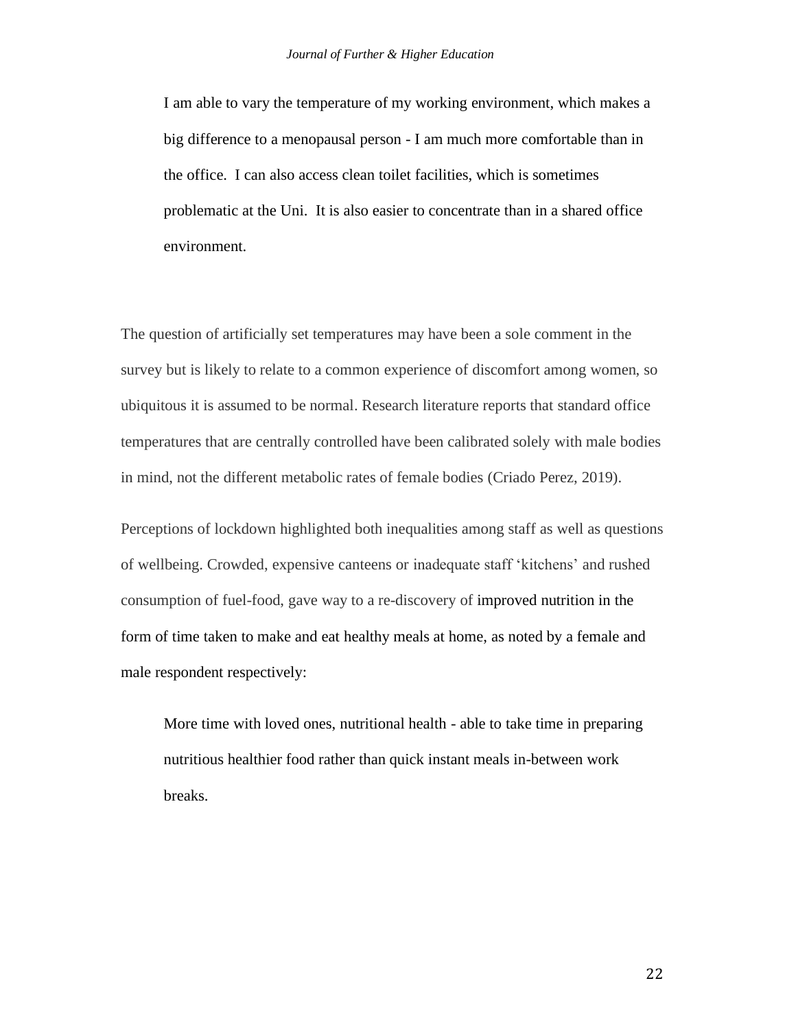> I am able to vary the temperature of my working environment, which makes a big difference to a menopausal person - I am much more comfortable than in the office. I can also access clean toilet facilities, which is sometimes problematic at the Uni. It is also easier to concentrate than in a shared office environment.

The question of artificially set temperatures may have been a sole comment in the survey but is likely to relate to a common experience of discomfort among women, so ubiquitous it is assumed to be normal. Research literature reports that standard office temperatures that are centrally controlled have been calibrated solely with male bodies in mind, not the different metabolic rates of female bodies (Criado Perez, 2019).

Perceptions of lockdown highlighted both inequalities among staff as well as questions of wellbeing. Crowded, expensive canteens or inadequate staff 'kitchens' and rushed consumption of fuel-food, gave way to a re-discovery of improved nutrition in the form of time taken to make and eat healthy meals at home, as noted by a female and male respondent respectively:

> More time with loved ones, nutritional health - able to take time in preparing nutritious healthier food rather than quick instant meals in-between work breaks.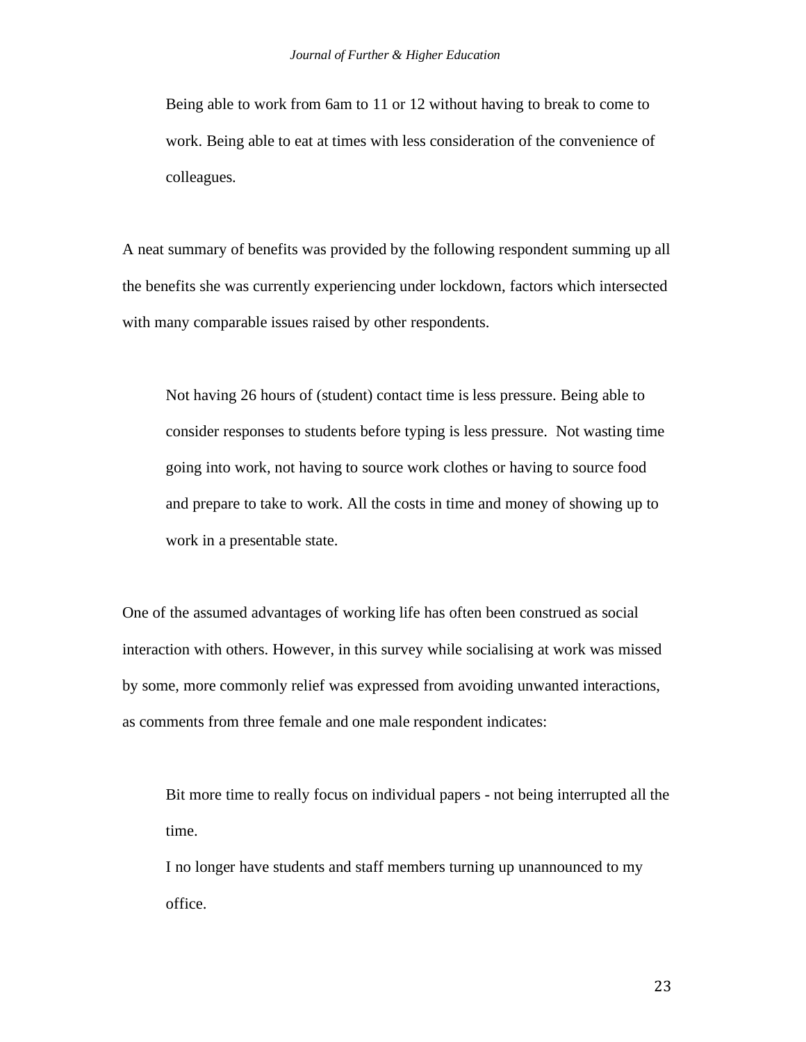> Being able to work from 6am to 11 or 12 without having to break to come to work. Being able to eat at times with less consideration of the convenience of colleagues.

A neat summary of benefits was provided by the following respondent summing up all the benefits she was currently experiencing under lockdown, factors which intersected with many comparable issues raised by other respondents.

> Not having 26 hours of (student) contact time is less pressure. Being able to consider responses to students before typing is less pressure. Not wasting time going into work, not having to source work clothes or having to source food and prepare to take to work. All the costs in time and money of showing up to work in a presentable state.

One of the assumed advantages of working life has often been construed as social interaction with others. However, in this survey while socialising at work was missed by some, more commonly relief was expressed from avoiding unwanted interactions, as comments from three female and one male respondent indicates:

> Bit more time to really focus on individual papers - not being interrupted all the time.
>
> I no longer have students and staff members turning up unannounced to my office.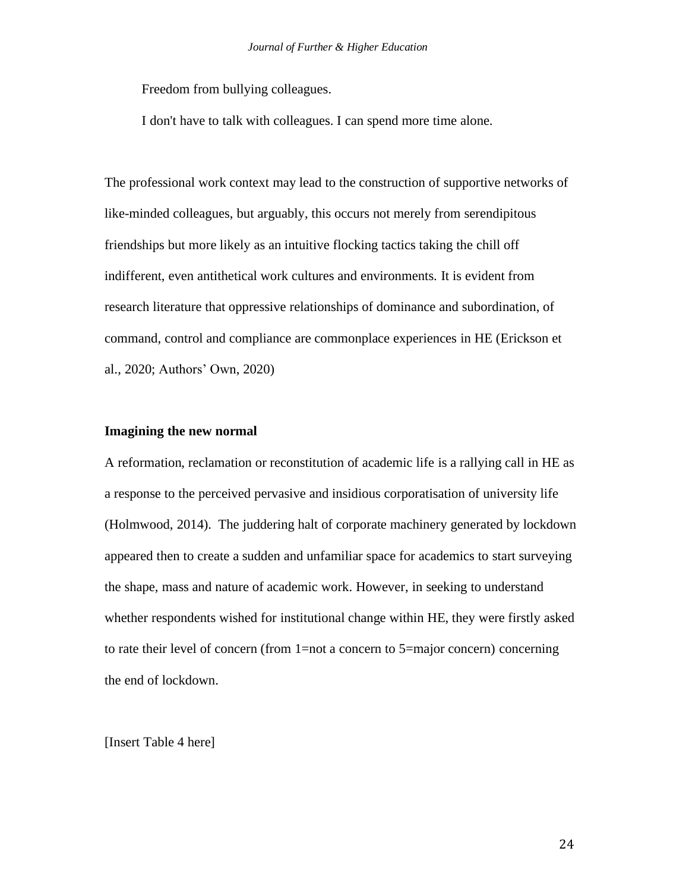> Freedom from bullying colleagues.
>
> I don't have to talk with colleagues. I can spend more time alone.

The professional work context may lead to the construction of supportive networks of like-minded colleagues, but arguably, this occurs not merely from serendipitous friendships but more likely as an intuitive flocking tactics taking the chill off indifferent, even antithetical work cultures and environments. It is evident from research literature that oppressive relationships of dominance and subordination, of command, control and compliance are commonplace experiences in HE (Erickson et al., 2020; Authors' Own, 2020)

**Imagining the new normal**

A reformation, reclamation or reconstitution of academic life is a rallying call in HE as a response to the perceived pervasive and insidious corporatisation of university life (Holmwood, 2014). The juddering halt of corporate machinery generated by lockdown appeared then to create a sudden and unfamiliar space for academics to start surveying the shape, mass and nature of academic work. However, in seeking to understand whether respondents wished for institutional change within HE, they were firstly asked to rate their level of concern (from 1=not a concern to 5=major concern) concerning the end of lockdown.

[Insert Table 4 here]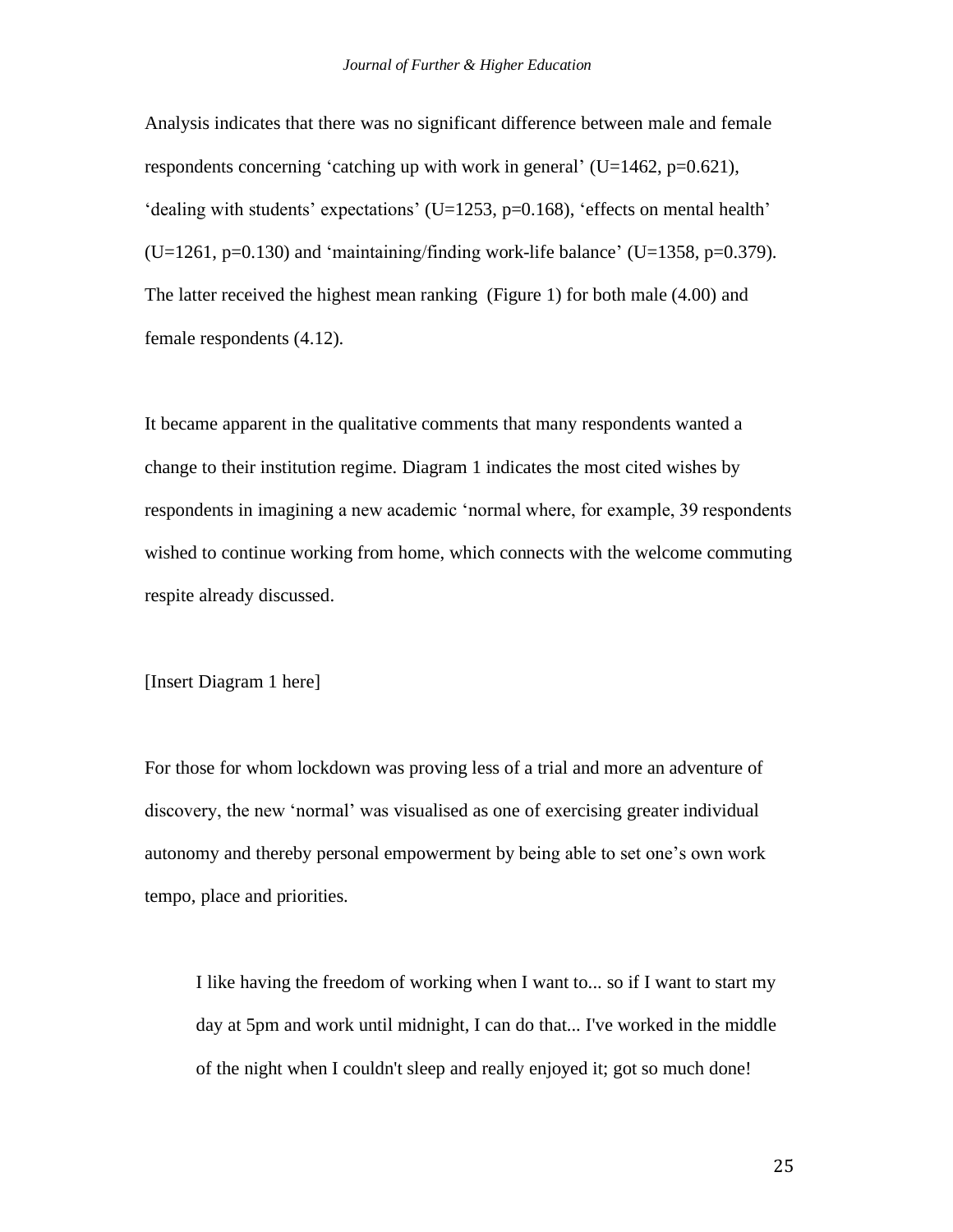Analysis indicates that there was no significant difference between male and female respondents concerning 'catching up with work in general' ($U=1462$, $p=0.621$), 'dealing with students' expectations' ($U=1253$, $p=0.168$), 'effects on mental health' ($U=1261$, $p=0.130$) and 'maintaining/finding work-life balance' ($U=1358$, $p=0.379$). The latter received the highest mean ranking (Figure 1) for both male (4.00) and female respondents (4.12).

It became apparent in the qualitative comments that many respondents wanted a change to their institution regime. Diagram 1 indicates the most cited wishes by respondents in imagining a new academic 'normal where, for example, 39 respondents wished to continue working from home, which connects with the welcome commuting respite already discussed.

[Insert Diagram 1 here]

For those for whom lockdown was proving less of a trial and more an adventure of discovery, the new 'normal' was visualised as one of exercising greater individual autonomy and thereby personal empowerment by being able to set one's own work tempo, place and priorities.

> I like having the freedom of working when I want to... so if I want to start my day at 5pm and work until midnight, I can do that... I've worked in the middle of the night when I couldn't sleep and really enjoyed it; got so much done!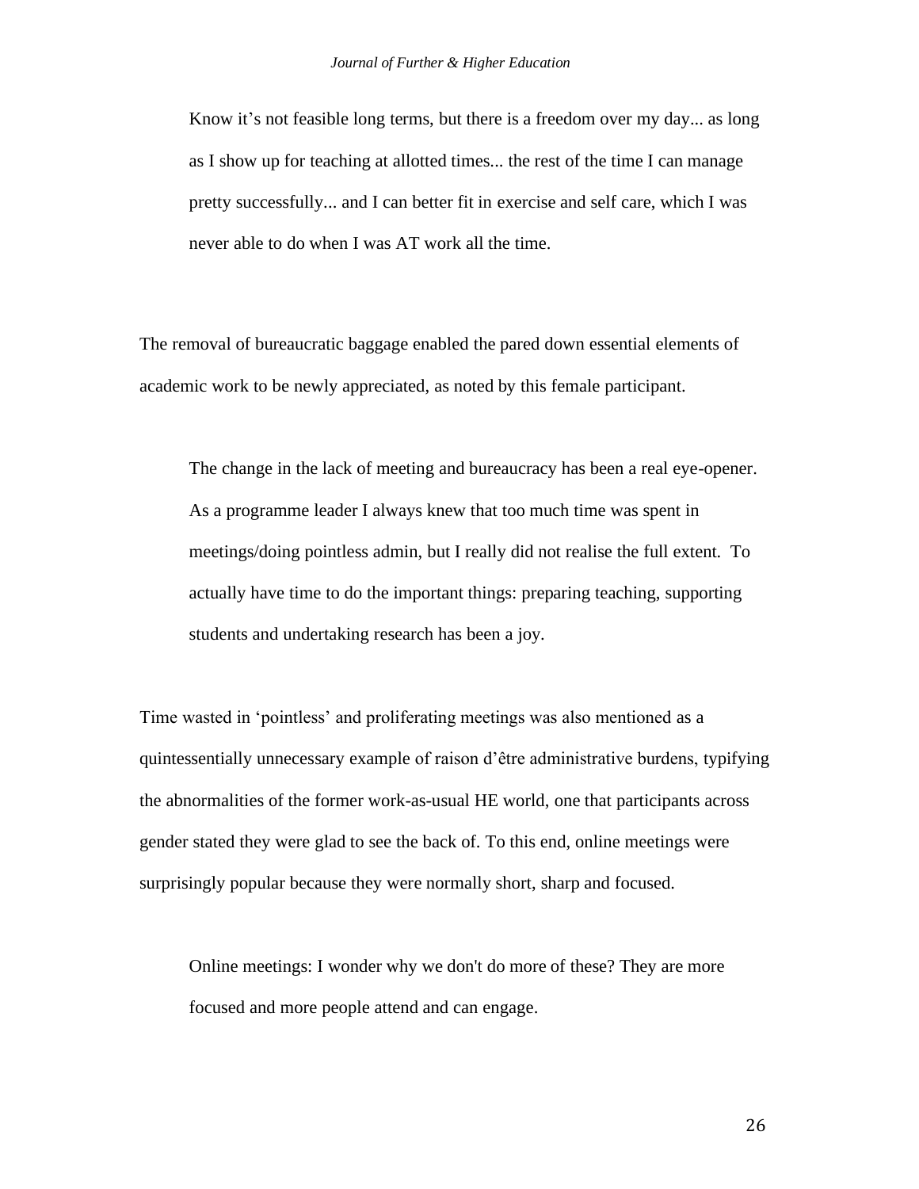> Know it's not feasible long terms, but there is a freedom over my day... as long as I show up for teaching at allotted times... the rest of the time I can manage pretty successfully... and I can better fit in exercise and self care, which I was never able to do when I was AT work all the time.

The removal of bureaucratic baggage enabled the pared down essential elements of academic work to be newly appreciated, as noted by this female participant.

> The change in the lack of meeting and bureaucracy has been a real eye-opener. As a programme leader I always knew that too much time was spent in meetings/doing pointless admin, but I really did not realise the full extent. To actually have time to do the important things: preparing teaching, supporting students and undertaking research has been a joy.

Time wasted in 'pointless' and proliferating meetings was also mentioned as a quintessentially unnecessary example of raison d'être administrative burdens, typifying the abnormalities of the former work-as-usual HE world, one that participants across gender stated they were glad to see the back of. To this end, online meetings were surprisingly popular because they were normally short, sharp and focused.

> Online meetings: I wonder why we don't do more of these? They are more focused and more people attend and can engage.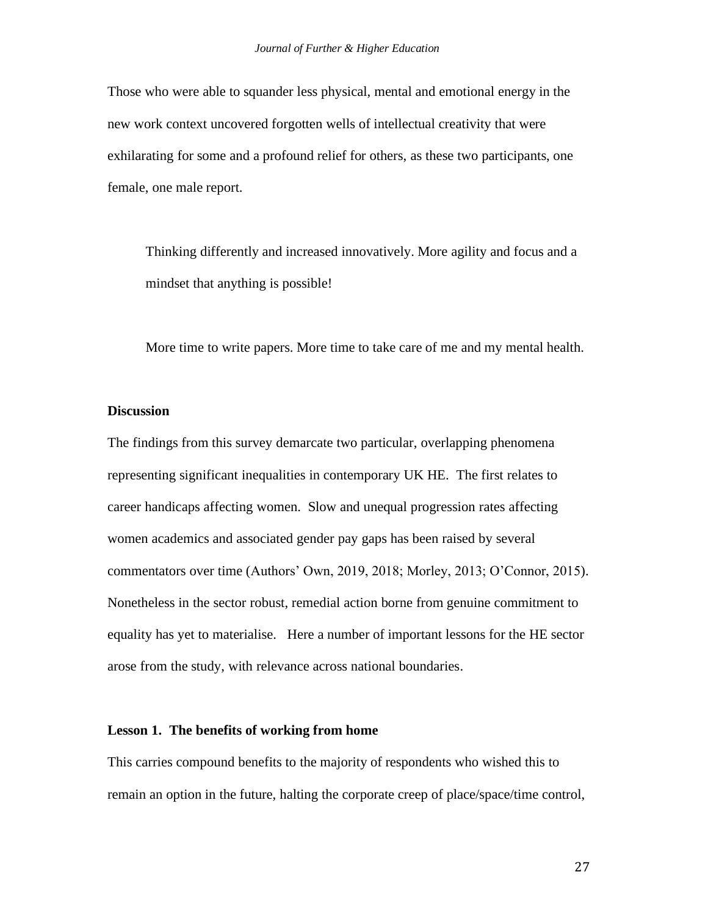Those who were able to squander less physical, mental and emotional energy in the new work context uncovered forgotten wells of intellectual creativity that were exhilarating for some and a profound relief for others, as these two participants, one female, one male report.

> Thinking differently and increased innovatively. More agility and focus and a mindset that anything is possible!

> More time to write papers. More time to take care of me and my mental health.

## Discussion

The findings from this survey demarcate two particular, overlapping phenomena representing significant inequalities in contemporary UK HE. The first relates to career handicaps affecting women. Slow and unequal progression rates affecting women academics and associated gender pay gaps has been raised by several commentators over time (Authors' Own, 2019, 2018; Morley, 2013; O'Connor, 2015). Nonetheless in the sector robust, remedial action borne from genuine commitment to equality has yet to materialise. Here a number of important lessons for the HE sector arose from the study, with relevance across national boundaries.

### Lesson 1. The benefits of working from home

This carries compound benefits to the majority of respondents who wished this to remain an option in the future, halting the corporate creep of place/space/time control,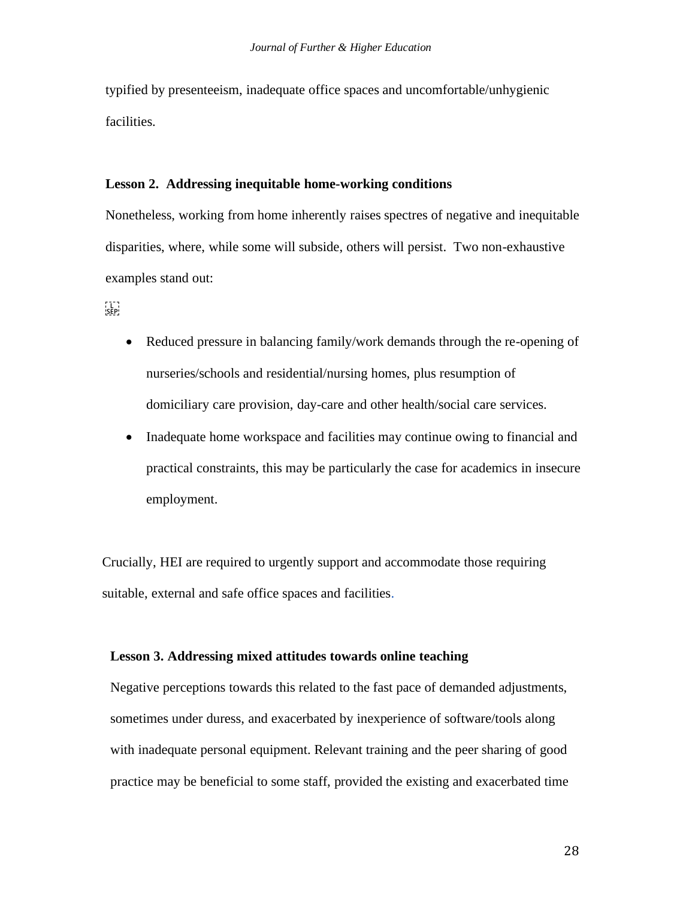typified by presenteeism, inadequate office spaces and uncomfortable/unhygienic facilities.

**Lesson 2. Addressing inequitable home-working conditions**

Nonetheless, working from home inherently raises spectres of negative and inequitable disparities, where, while some will subside, others will persist. Two non-exhaustive examples stand out:

- Reduced pressure in balancing family/work demands through the re-opening of nurseries/schools and residential/nursing homes, plus resumption of domiciliary care provision, day-care and other health/social care services.
- Inadequate home workspace and facilities may continue owing to financial and practical constraints, this may be particularly the case for academics in insecure employment.

Crucially, HEI are required to urgently support and accommodate those requiring suitable, external and safe office spaces and facilities.

**Lesson 3. Addressing mixed attitudes towards online teaching**

Negative perceptions towards this related to the fast pace of demanded adjustments, sometimes under duress, and exacerbated by inexperience of software/tools along with inadequate personal equipment. Relevant training and the peer sharing of good practice may be beneficial to some staff, provided the existing and exacerbated time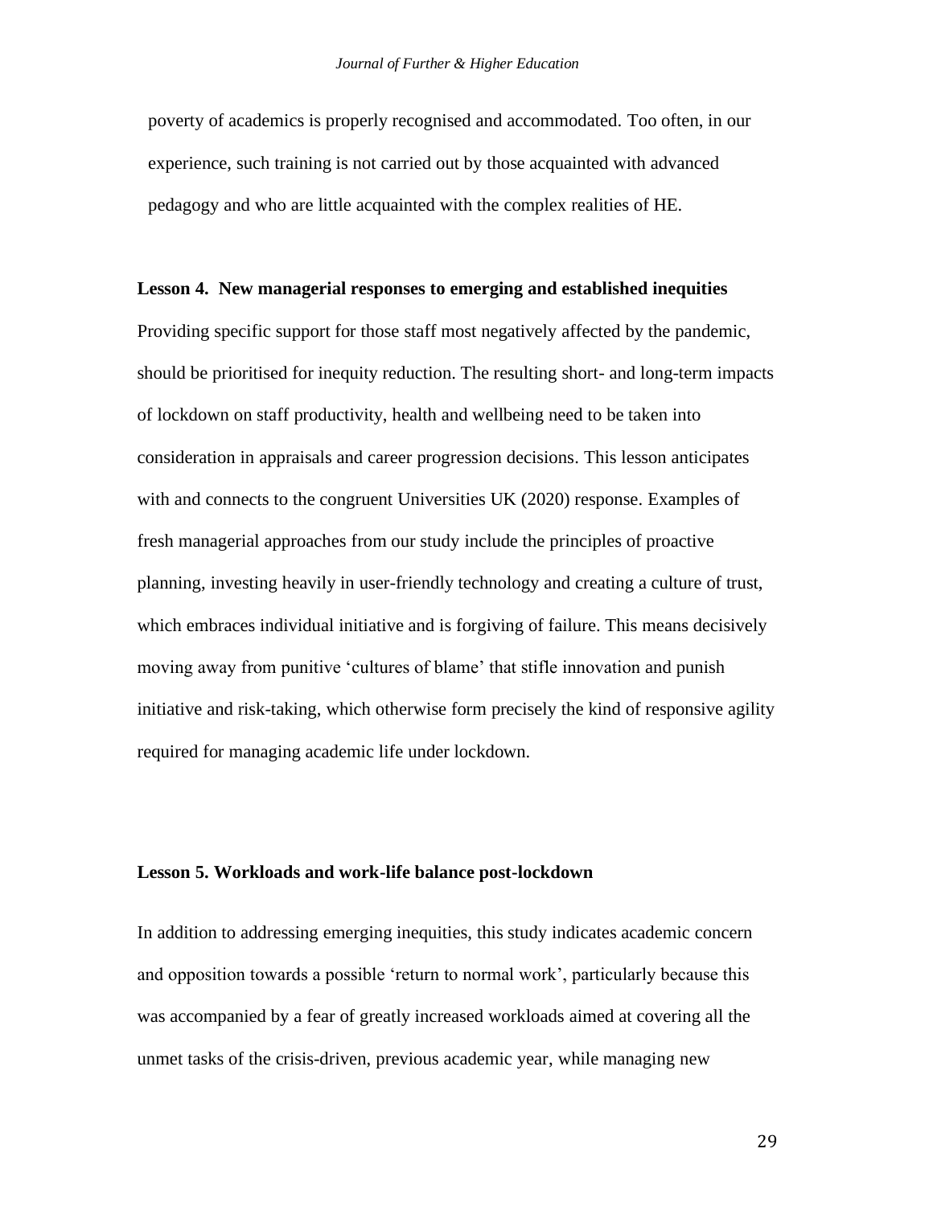poverty of academics is properly recognised and accommodated. Too often, in our experience, such training is not carried out by those acquainted with advanced pedagogy and who are little acquainted with the complex realities of HE.

**Lesson 4. New managerial responses to emerging and established inequities**

Providing specific support for those staff most negatively affected by the pandemic, should be prioritised for inequity reduction. The resulting short- and long-term impacts of lockdown on staff productivity, health and wellbeing need to be taken into consideration in appraisals and career progression decisions. This lesson anticipates with and connects to the congruent Universities UK (2020) response. Examples of fresh managerial approaches from our study include the principles of proactive planning, investing heavily in user-friendly technology and creating a culture of trust, which embraces individual initiative and is forgiving of failure. This means decisively moving away from punitive 'cultures of blame' that stifle innovation and punish initiative and risk-taking, which otherwise form precisely the kind of responsive agility required for managing academic life under lockdown.

**Lesson 5. Workloads and work-life balance post-lockdown**

In addition to addressing emerging inequities, this study indicates academic concern and opposition towards a possible 'return to normal work', particularly because this was accompanied by a fear of greatly increased workloads aimed at covering all the unmet tasks of the crisis-driven, previous academic year, while managing new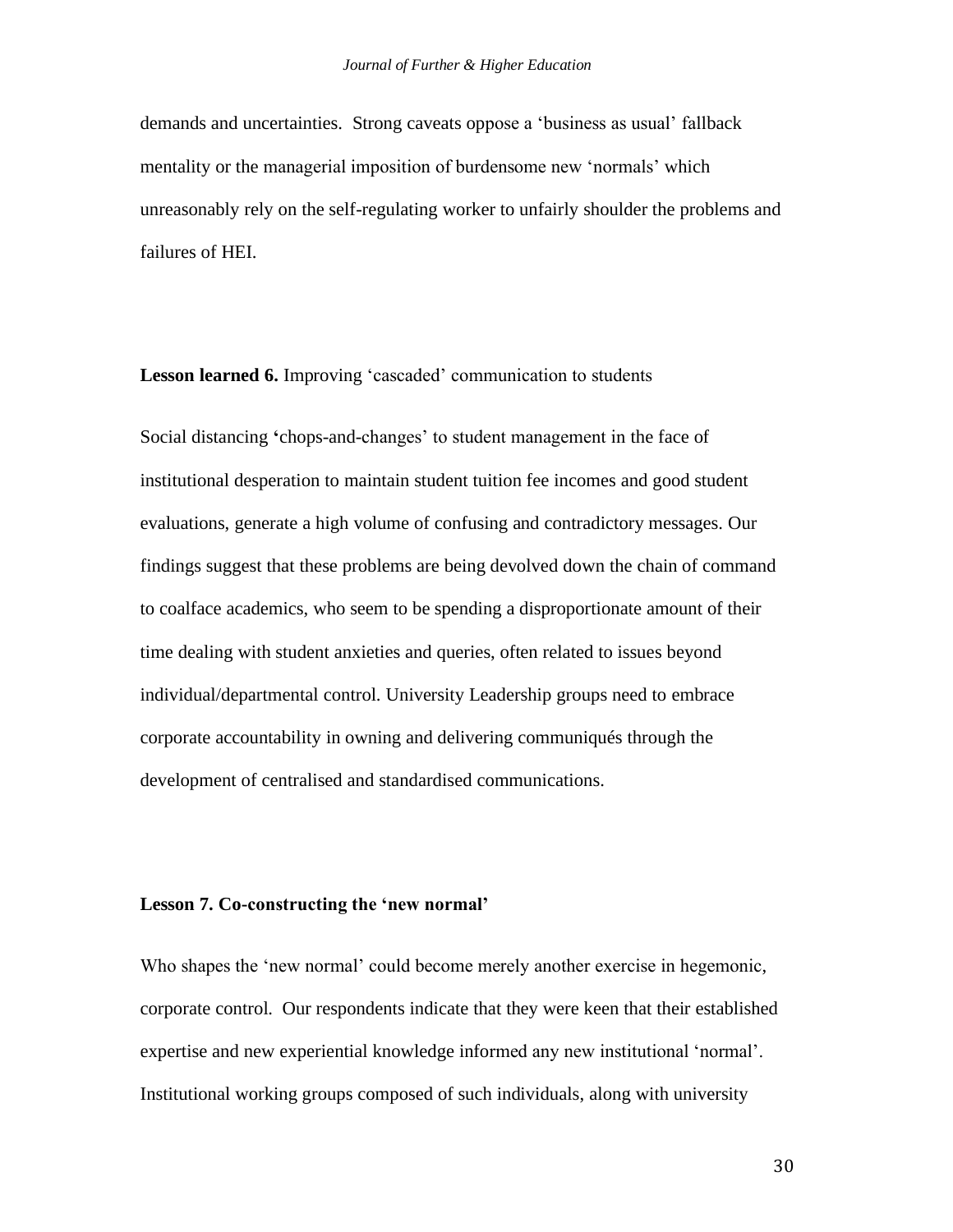demands and uncertainties. Strong caveats oppose a 'business as usual' fallback mentality or the managerial imposition of burdensome new 'normals' which unreasonably rely on the self-regulating worker to unfairly shoulder the problems and failures of HEI.

**Lesson learned 6.** Improving 'cascaded' communication to students

Social distancing 'chops-and-changes' to student management in the face of institutional desperation to maintain student tuition fee incomes and good student evaluations, generate a high volume of confusing and contradictory messages. Our findings suggest that these problems are being devolved down the chain of command to coalface academics, who seem to be spending a disproportionate amount of their time dealing with student anxieties and queries, often related to issues beyond individual/departmental control. University Leadership groups need to embrace corporate accountability in owning and delivering communiqués through the development of centralised and standardised communications.

**Lesson 7. Co-constructing the 'new normal'**

Who shapes the 'new normal' could become merely another exercise in hegemonic, corporate control. Our respondents indicate that they were keen that their established expertise and new experiential knowledge informed any new institutional 'normal'. Institutional working groups composed of such individuals, along with university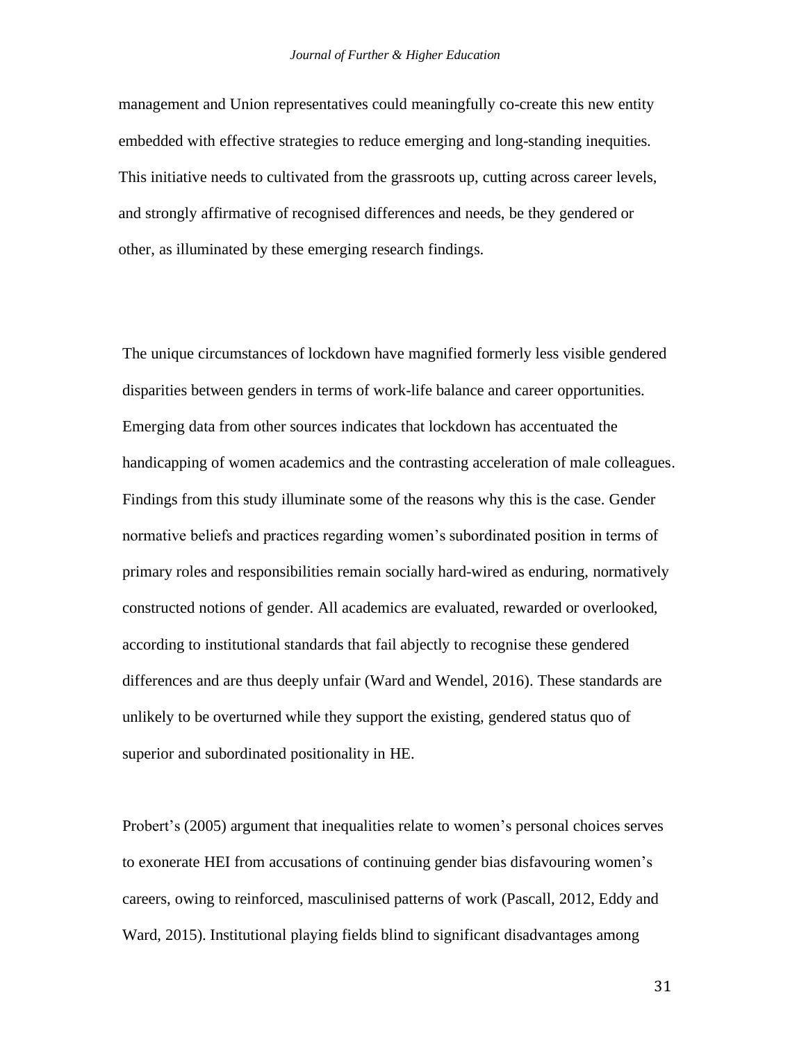management and Union representatives could meaningfully co-create this new entity embedded with effective strategies to reduce emerging and long-standing inequities. This initiative needs to cultivated from the grassroots up, cutting across career levels, and strongly affirmative of recognised differences and needs, be they gendered or other, as illuminated by these emerging research findings.

The unique circumstances of lockdown have magnified formerly less visible gendered disparities between genders in terms of work-life balance and career opportunities. Emerging data from other sources indicates that lockdown has accentuated the handicapping of women academics and the contrasting acceleration of male colleagues. Findings from this study illuminate some of the reasons why this is the case. Gender normative beliefs and practices regarding women's subordinated position in terms of primary roles and responsibilities remain socially hard-wired as enduring, normatively constructed notions of gender. All academics are evaluated, rewarded or overlooked, according to institutional standards that fail abjectly to recognise these gendered differences and are thus deeply unfair (Ward and Wendel, 2016). These standards are unlikely to be overturned while they support the existing, gendered status quo of superior and subordinated positionality in HE.

Probert's (2005) argument that inequalities relate to women's personal choices serves to exonerate HEI from accusations of continuing gender bias disfavouring women's careers, owing to reinforced, masculinised patterns of work (Pascall, 2012, Eddy and Ward, 2015). Institutional playing fields blind to significant disadvantages among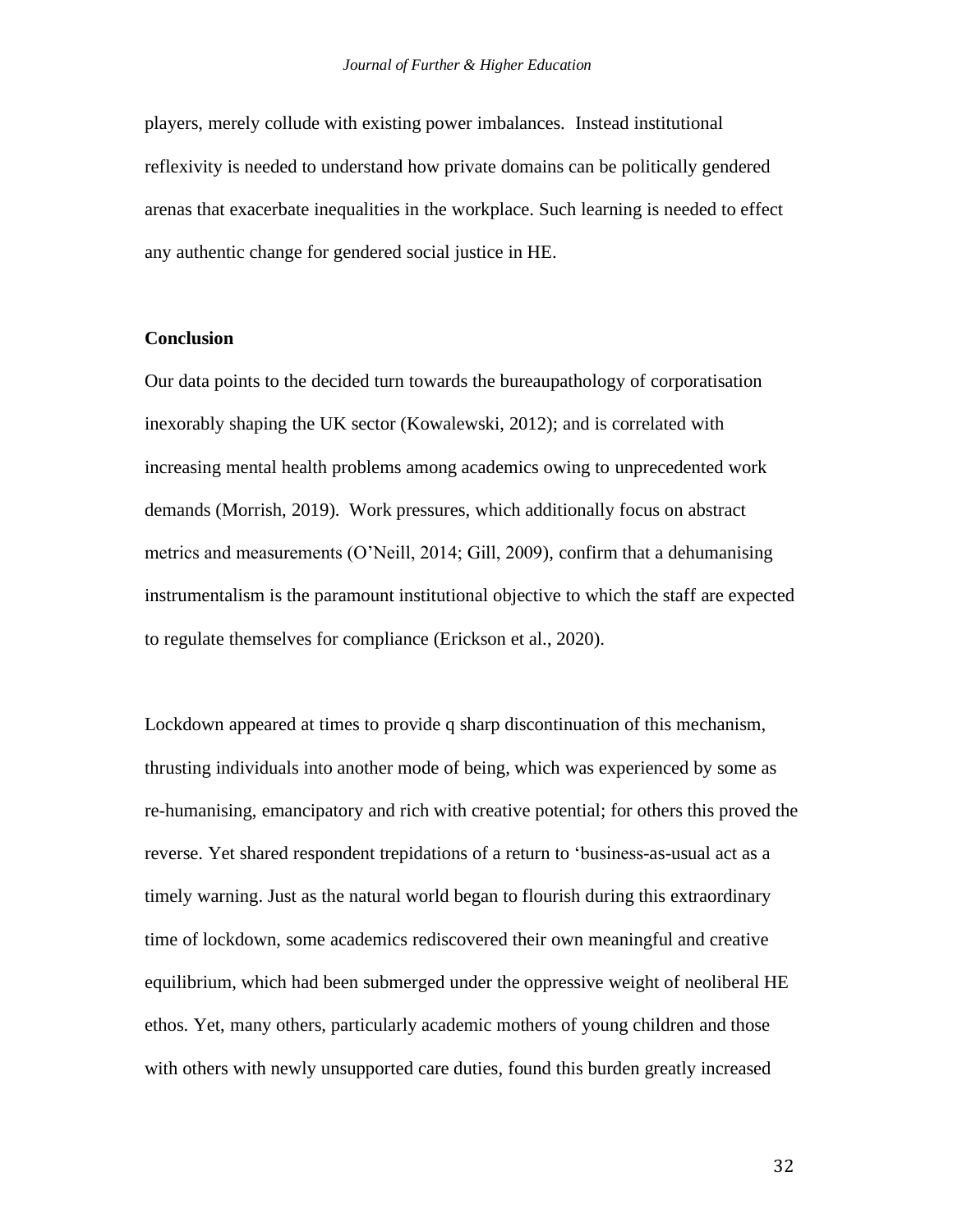players, merely collude with existing power imbalances. Instead institutional reflexivity is needed to understand how private domains can be politically gendered arenas that exacerbate inequalities in the workplace. Such learning is needed to effect any authentic change for gendered social justice in HE.

## Conclusion

Our data points to the decided turn towards the bureaupathology of corporatisation inexorably shaping the UK sector (Kowalewski, 2012); and is correlated with increasing mental health problems among academics owing to unprecedented work demands (Morrish, 2019). Work pressures, which additionally focus on abstract metrics and measurements (O'Neill, 2014; Gill, 2009), confirm that a dehumanising instrumentalism is the paramount institutional objective to which the staff are expected to regulate themselves for compliance (Erickson et al., 2020).

Lockdown appeared at times to provide q sharp discontinuation of this mechanism, thrusting individuals into another mode of being, which was experienced by some as re-humanising, emancipatory and rich with creative potential; for others this proved the reverse. Yet shared respondent trepidations of a return to 'business-as-usual act as a timely warning. Just as the natural world began to flourish during this extraordinary time of lockdown, some academics rediscovered their own meaningful and creative equilibrium, which had been submerged under the oppressive weight of neoliberal HE ethos. Yet, many others, particularly academic mothers of young children and those with others with newly unsupported care duties, found this burden greatly increased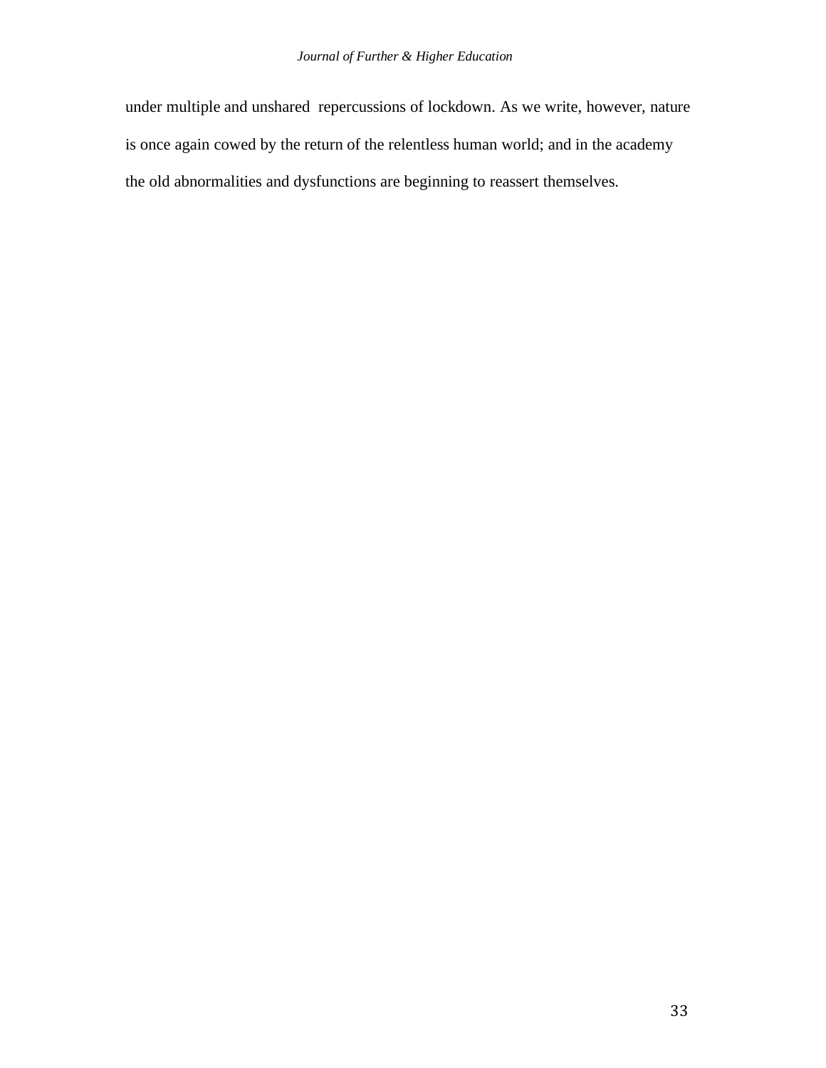under multiple and unshared repercussions of lockdown. As we write, however, nature is once again cowed by the return of the relentless human world; and in the academy the old abnormalities and dysfunctions are beginning to reassert themselves.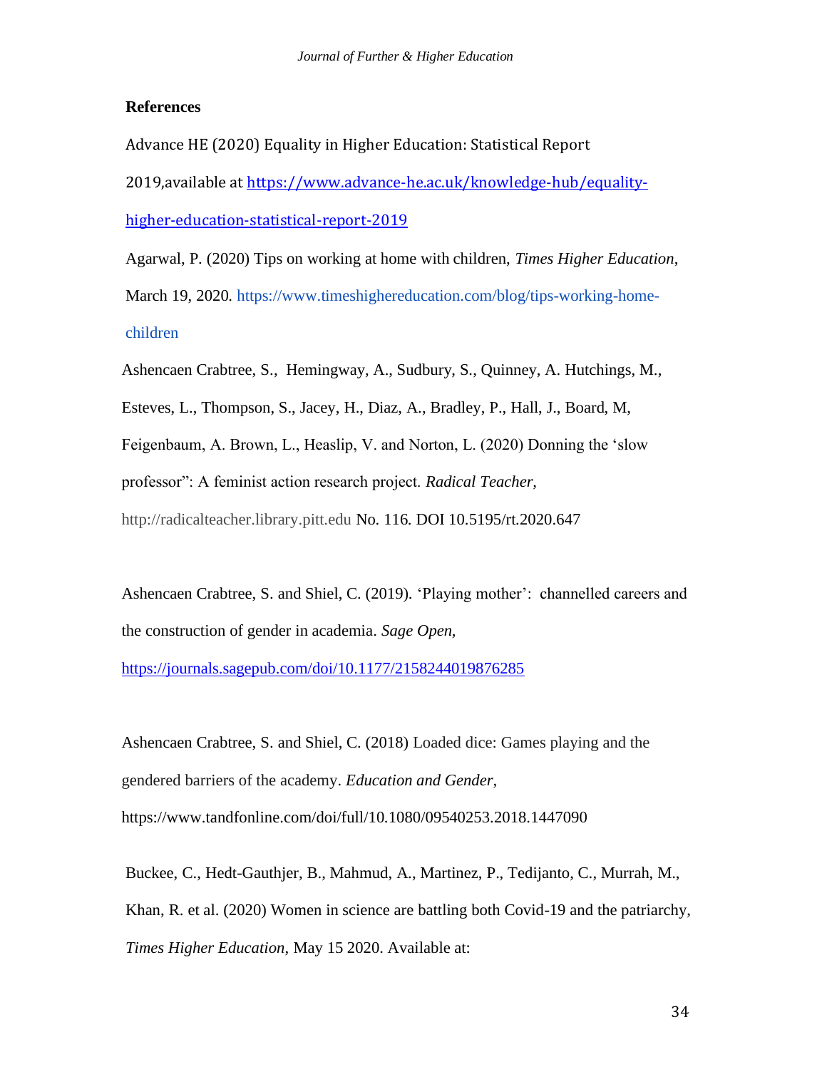**References**

Advance HE (2020) Equality in Higher Education: Statistical Report 2019,available at https://www.advance-he.ac.uk/knowledge-hub/equality-higher-education-statistical-report-2019

Agarwal, P. (2020) Tips on working at home with children, *Times Higher Education*, March 19, 2020. https://www.timeshighereducation.com/blog/tips-working-home-children

Ashencaen Crabtree, S., Hemingway, A., Sudbury, S., Quinney, A. Hutchings, M., Esteves, L., Thompson, S., Jacey, H., Diaz, A., Bradley, P., Hall, J., Board, M, Feigenbaum, A. Brown, L., Heaslip, V. and Norton, L. (2020) Donning the 'slow professor": A feminist action research project. *Radical Teacher*, http://radicalteacher.library.pitt.edu No. 116. DOI 10.5195/rt.2020.647

Ashencaen Crabtree, S. and Shiel, C. (2019). 'Playing mother': channelled careers and the construction of gender in academia. *Sage Open*, https://journals.sagepub.com/doi/10.1177/2158244019876285

Ashencaen Crabtree, S. and Shiel, C. (2018) Loaded dice: Games playing and the gendered barriers of the academy. *Education and Gender*, https://www.tandfonline.com/doi/full/10.1080/09540253.2018.1447090

Buckee, C., Hedt-Gauthjer, B., Mahmud, A., Martinez, P., Tedijanto, C., Murrah, M., Khan, R. et al. (2020) Women in science are battling both Covid-19 and the patriarchy, *Times Higher Education*, May 15 2020. Available at: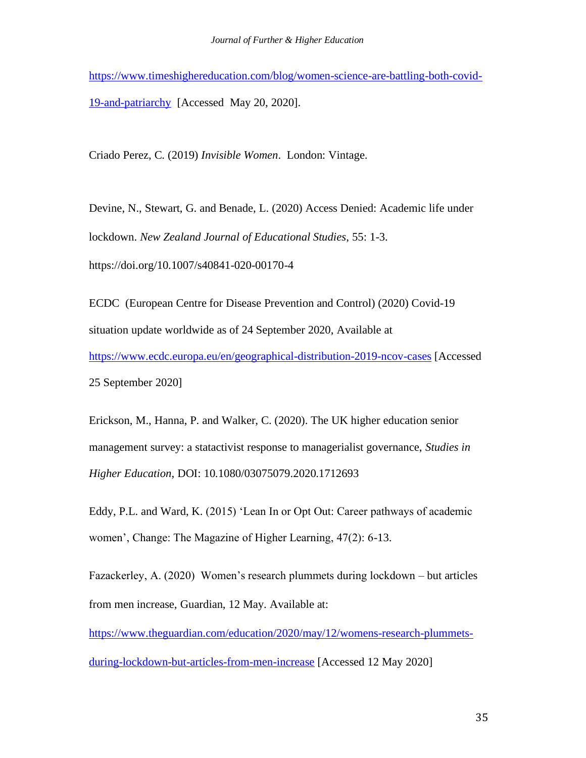https://www.timeshighereducation.com/blog/women-science-are-battling-both-covid-19-and-patriarchy [Accessed May 20, 2020].

Criado Perez, C. (2019) *Invisible Women*. London: Vintage.

Devine, N., Stewart, G. and Benade, L. (2020) Access Denied: Academic life under lockdown. *New Zealand Journal of Educational Studies*, 55: 1-3. https://doi.org/10.1007/s40841-020-00170-4

ECDC (European Centre for Disease Prevention and Control) (2020) Covid-19 situation update worldwide as of 24 September 2020, Available at https://www.ecdc.europa.eu/en/geographical-distribution-2019-ncov-cases [Accessed 25 September 2020]

Erickson, M., Hanna, P. and Walker, C. (2020). The UK higher education senior management survey: a statactivist response to managerialist governance, *Studies in Higher Education*, DOI: 10.1080/03075079.2020.1712693

Eddy, P.L. and Ward, K. (2015) 'Lean In or Opt Out: Career pathways of academic women', Change: The Magazine of Higher Learning, 47(2): 6-13.

Fazackerley, A. (2020) Women's research plummets during lockdown – but articles from men increase, Guardian, 12 May. Available at: https://www.theguardian.com/education/2020/may/12/womens-research-plummets-during-lockdown-but-articles-from-men-increase [Accessed 12 May 2020]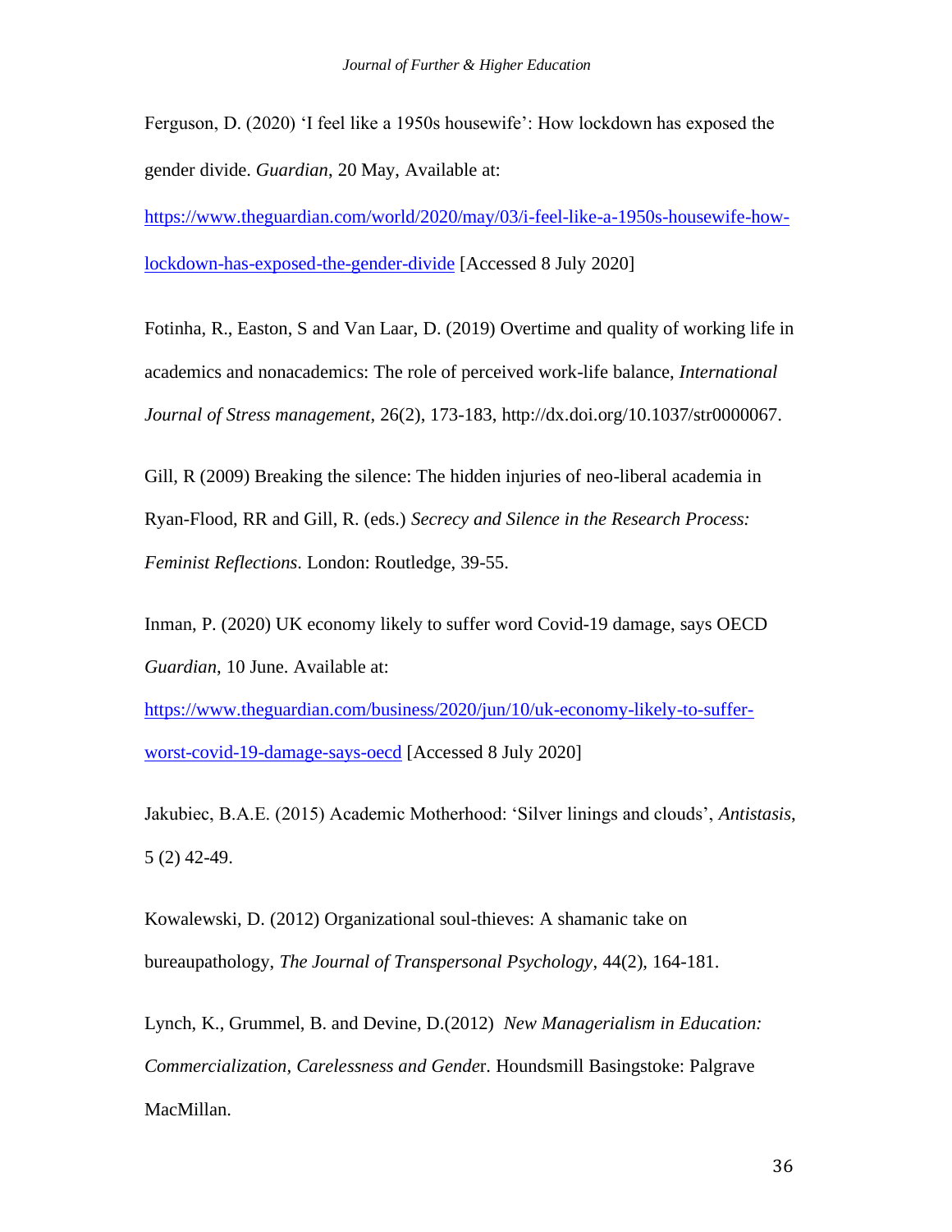Ferguson, D. (2020) 'I feel like a 1950s housewife': How lockdown has exposed the gender divide. *Guardian*, 20 May, Available at: [https://www.theguardian.com/world/2020/may/03/i-feel-like-a-1950s-housewife-how-lockdown-has-exposed-the-gender-divide](https://www.theguardian.com/world/2020/may/03/i-feel-like-a-1950s-housewife-how-lockdown-has-exposed-the-gender-divide) [Accessed 8 July 2020]

Fotinha, R., Easton, S and Van Laar, D. (2019) Overtime and quality of working life in academics and nonacademics: The role of perceived work-life balance, *International Journal of Stress management*, 26(2), 173-183, http://dx.doi.org/10.1037/str0000067.

Gill, R (2009) Breaking the silence: The hidden injuries of neo-liberal academia in Ryan-Flood, RR and Gill, R. (eds.) *Secrecy and Silence in the Research Process: Feminist Reflections*. London: Routledge, 39-55.

Inman, P. (2020) UK economy likely to suffer word Covid-19 damage, says OECD *Guardian*, 10 June. Available at: [https://www.theguardian.com/business/2020/jun/10/uk-economy-likely-to-suffer-worst-covid-19-damage-says-oecd](https://www.theguardian.com/business/2020/jun/10/uk-economy-likely-to-suffer-worst-covid-19-damage-says-oecd) [Accessed 8 July 2020]

Jakubiec, B.A.E. (2015) Academic Motherhood: 'Silver linings and clouds', *Antistasis*, 5 (2) 42-49.

Kowalewski, D. (2012) Organizational soul-thieves: A shamanic take on bureaupathology, *The Journal of Transpersonal Psychology*, 44(2), 164-181.

Lynch, K., Grummel, B. and Devine, D.(2012) *New Managerialism in Education: Commercialization, Carelessness and Gende*r. Houndsmill Basingstoke: Palgrave MacMillan.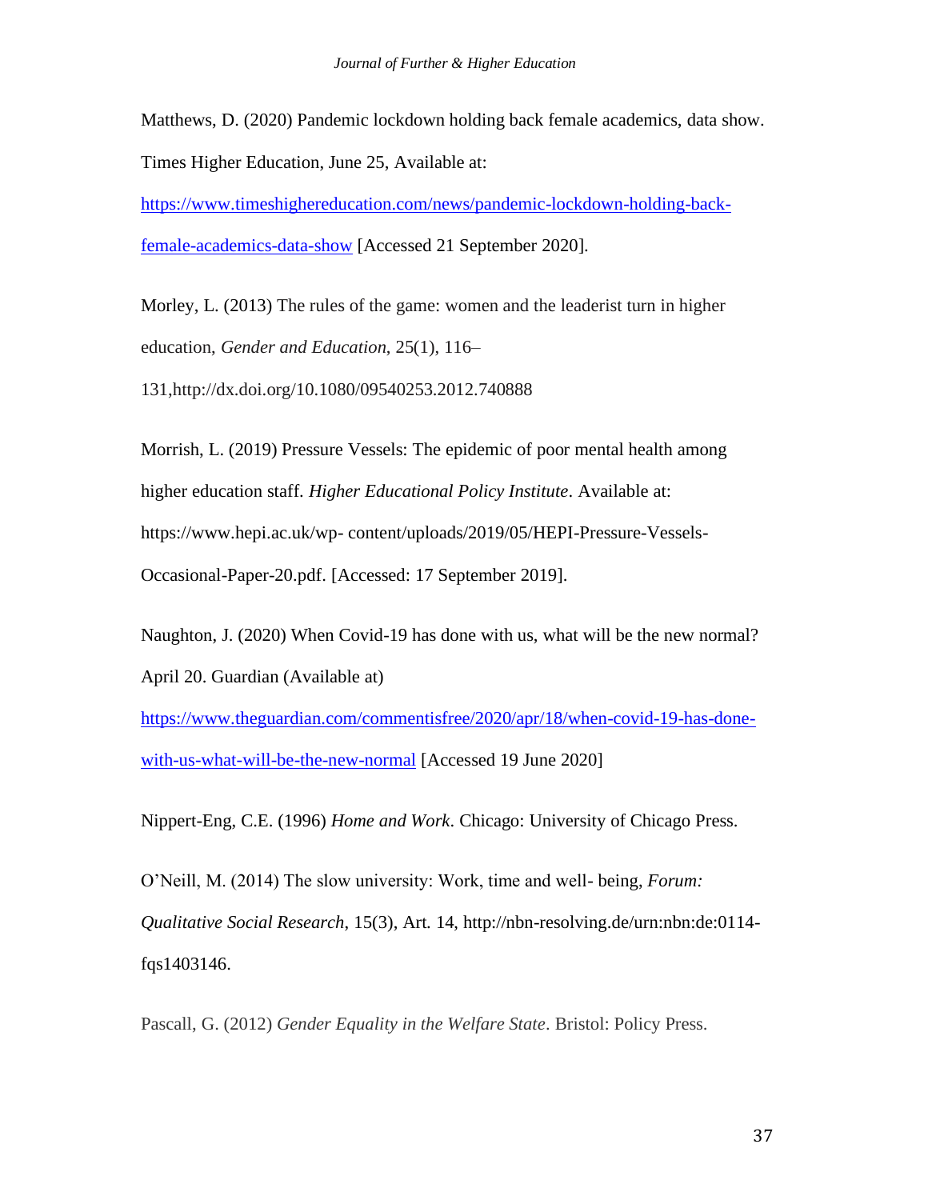Matthews, D. (2020) Pandemic lockdown holding back female academics, data show. Times Higher Education, June 25, Available at: [https://www.timeshighereducation.com/news/pandemic-lockdown-holding-back-female-academics-data-show](https://www.timeshighereducation.com/news/pandemic-lockdown-holding-back-female-academics-data-show) [Accessed 21 September 2020].

Morley, L. (2013) The rules of the game: women and the leaderist turn in higher education, *Gender and Education*, 25(1), 116–131,http://dx.doi.org/10.1080/09540253.2012.740888

Morrish, L. (2019) Pressure Vessels: The epidemic of poor mental health among higher education staff. *Higher Educational Policy Institute*. Available at: https://www.hepi.ac.uk/wp- content/uploads/2019/05/HEPI-Pressure-Vessels-Occasional-Paper-20.pdf. [Accessed: 17 September 2019].

Naughton, J. (2020) When Covid-19 has done with us, what will be the new normal? April 20. Guardian (Available at) [https://www.theguardian.com/commentisfree/2020/apr/18/when-covid-19-has-done-with-us-what-will-be-the-new-normal](https://www.theguardian.com/commentisfree/2020/apr/18/when-covid-19-has-done-with-us-what-will-be-the-new-normal) [Accessed 19 June 2020]

Nippert-Eng, C.E. (1996) *Home and Work*. Chicago: University of Chicago Press.

O'Neill, M. (2014) The slow university: Work, time and well- being, *Forum: Qualitative Social Research*, 15(3), Art. 14, http://nbn-resolving.de/urn:nbn:de:0114-fqs1403146.

Pascall, G. (2012) *Gender Equality in the Welfare State*. Bristol: Policy Press.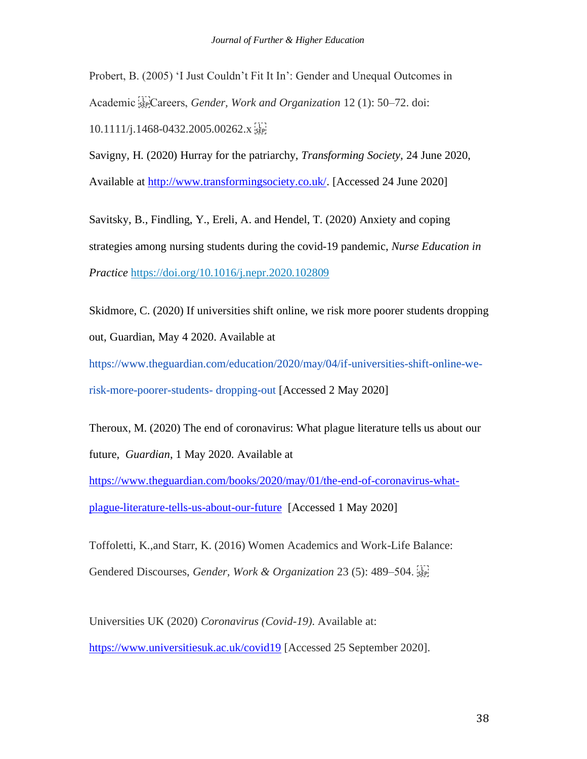Probert, B. (2005) 'I Just Couldn't Fit It In': Gender and Unequal Outcomes in Academic Careers, *Gender, Work and Organization* 12 (1): 50–72. doi: 10.1111/j.1468-0432.2005.00262.x

Savigny, H. (2020) Hurray for the patriarchy, *Transforming Society*, 24 June 2020, Available at http://www.transformingsociety.co.uk/. [Accessed 24 June 2020]

Savitsky, B., Findling, Y., Ereli, A. and Hendel, T. (2020) Anxiety and coping strategies among nursing students during the covid-19 pandemic, *Nurse Education in Practice* https://doi.org/10.1016/j.nepr.2020.102809

Skidmore, C. (2020) If universities shift online, we risk more poorer students dropping out, Guardian, May 4 2020. Available at https://www.theguardian.com/education/2020/may/04/if-universities-shift-online-we-risk-more-poorer-students- dropping-out [Accessed 2 May 2020]

Theroux, M. (2020) The end of coronavirus: What plague literature tells us about our future, *Guardian*, 1 May 2020. Available at https://www.theguardian.com/books/2020/may/01/the-end-of-coronavirus-what-plague-literature-tells-us-about-our-future [Accessed 1 May 2020]

Toffoletti, K.,and Starr, K. (2016) Women Academics and Work-Life Balance: Gendered Discourses, *Gender, Work & Organization* 23 (5): 489–504.

Universities UK (2020) *Coronavirus (Covid-19)*. Available at: https://www.universitiesuk.ac.uk/covid19 [Accessed 25 September 2020].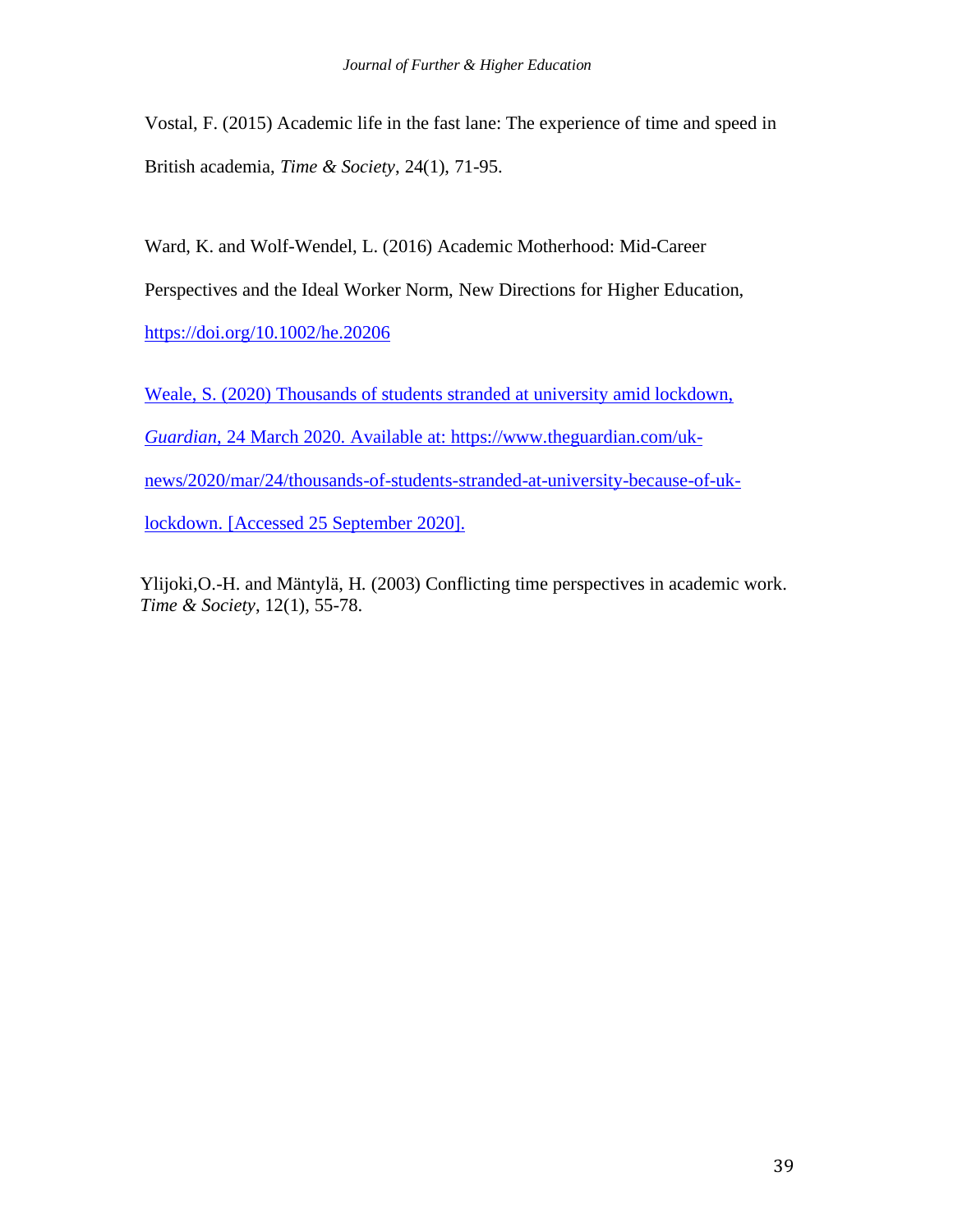Vostal, F. (2015) Academic life in the fast lane: The experience of time and speed in British academia, *Time & Society*, 24(1), 71-95.

Ward, K. and Wolf-Wendel, L. (2016) Academic Motherhood: Mid-Career Perspectives and the Ideal Worker Norm, New Directions for Higher Education, https://doi.org/10.1002/he.20206

Weale, S. (2020) Thousands of students stranded at university amid lockdown, *Guardian*, 24 March 2020. Available at: https://www.theguardian.com/uk-news/2020/mar/24/thousands-of-students-stranded-at-university-because-of-uk-lockdown. [Accessed 25 September 2020].

Ylijoki,O.-H. and Mäntylä, H. (2003) Conflicting time perspectives in academic work. *Time & Society*, 12(1), 55-78.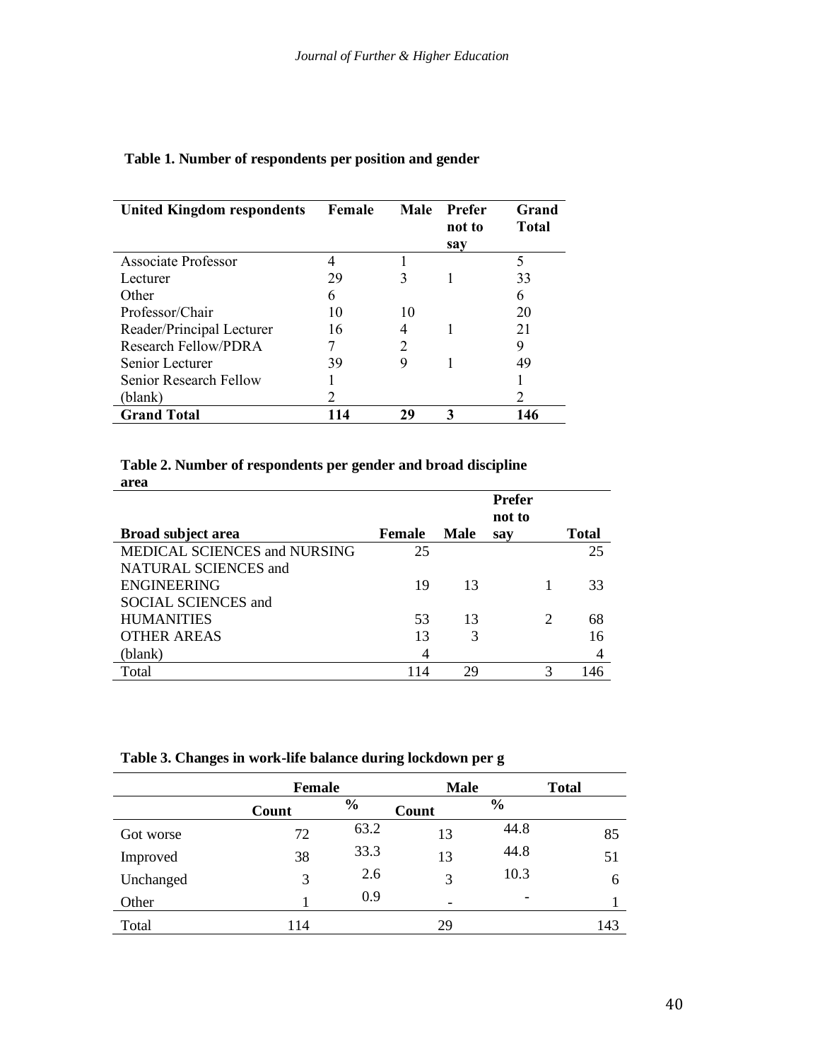**Table 1. Number of respondents per position and gender**

| United Kingdom respondents | Female | Male | Prefer not to say | Grand Total |
|---|---|---|---|---|
| Associate Professor | 4 | 1 | | 5 |
| Lecturer | 29 | 3 | 1 | 33 |
| Other | 6 | | | 6 |
| Professor/Chair | 10 | 10 | | 20 |
| Reader/Principal Lecturer | 16 | 4 | 1 | 21 |
| Research Fellow/PDRA | 7 | 2 | | 9 |
| Senior Lecturer | 39 | 9 | 1 | 49 |
| Senior Research Fellow | 1 | | | 1 |
| (blank) | 2 | | | 2 |
| **Grand Total** | **114** | **29** | **3** | **146** |

**Table 2. Number of respondents per gender and broad discipline area**

| Broad subject area | Female | Male | Prefer not to say | Total |
|---|---|---|---|---|
| MEDICAL SCIENCES and NURSING | 25 | | | 25 |
| NATURAL SCIENCES and ENGINEERING | 19 | 13 | 1 | 33 |
| SOCIAL SCIENCES and HUMANITIES | 53 | 13 | 2 | 68 |
| OTHER AREAS | 13 | 3 | | 16 |
| (blank) | 4 | | | 4 |
| Total | 114 | 29 | 3 | 146 |

**Table 3. Changes in work-life balance during lockdown per g**

| | Female | | Male | | Total |
|---|---|---|---|---|---|
| | Count | % | Count | % | |
| Got worse | 72 | 63.2 | 13 | 44.8 | 85 |
| Improved | 38 | 33.3 | 13 | 44.8 | 51 |
| Unchanged | 3 | 2.6 | 3 | 10.3 | 6 |
| Other | 1 | 0.9 | - | - | 1 |
| Total | 114 | | 29 | | 143 |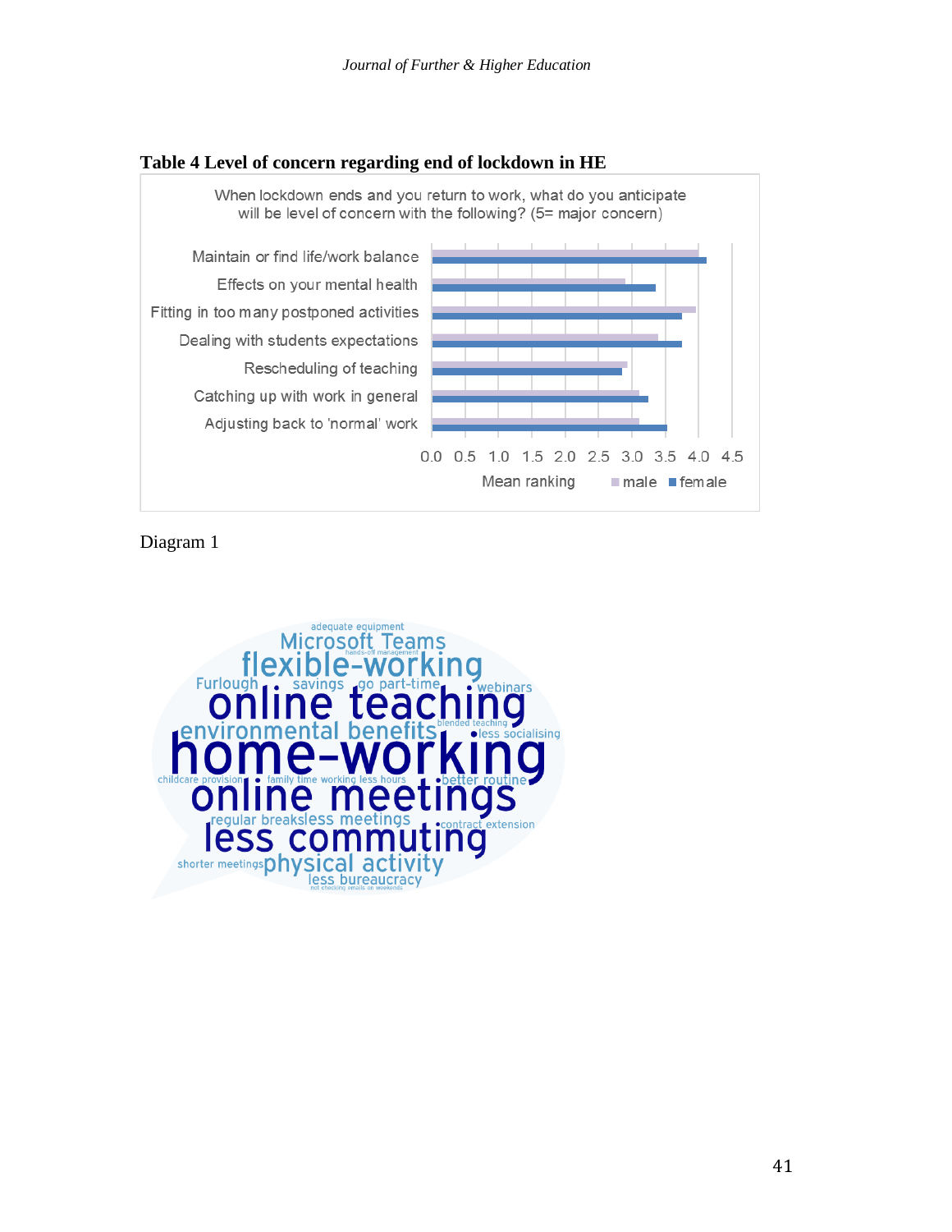**Table 4 Level of concern regarding end of lockdown in HE**

When lockdown ends and you return to work, what do you anticipate will be level of concern with the following? (5= major concern)

Maintain or find life/work balance

Effects on your mental health

Fitting in too many postponed activities

Dealing with students expectations

Rescheduling of teaching

Catching up with work in general

Adjusting back to 'normal' work

0.0 0.5 1.0 1.5 2.0 2.5 3.0 3.5 4.0 4.5

Mean ranking

male female

Diagram 1

adequate equipment
Microsoft Teams
hands-off management
flexible-working
Furlough
savings
go part-time
webinars
online teaching
blended teaching
environmental benefits
less socialising
home-working
childcare provision
family time
working less hours
better routine
online meetings
regular breaks
less meetings
contract extension
less commuting
shorter meetings
physical activity
less bureaucracy
not checking emails on weekends